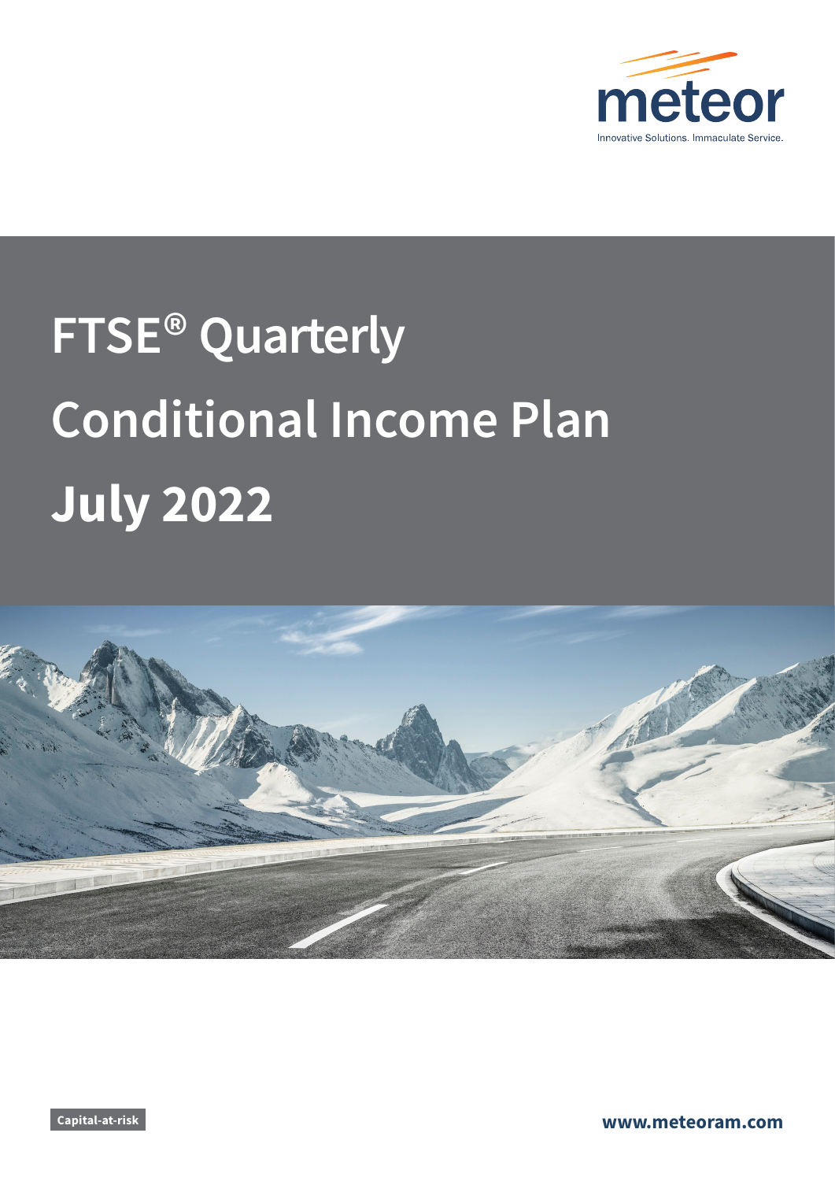meteor

Innovative Solutions. Immaculate Service.

# FTSE® Quarterly Conditional Income Plan July 2022

Capital-at-risk

www.meteoram.com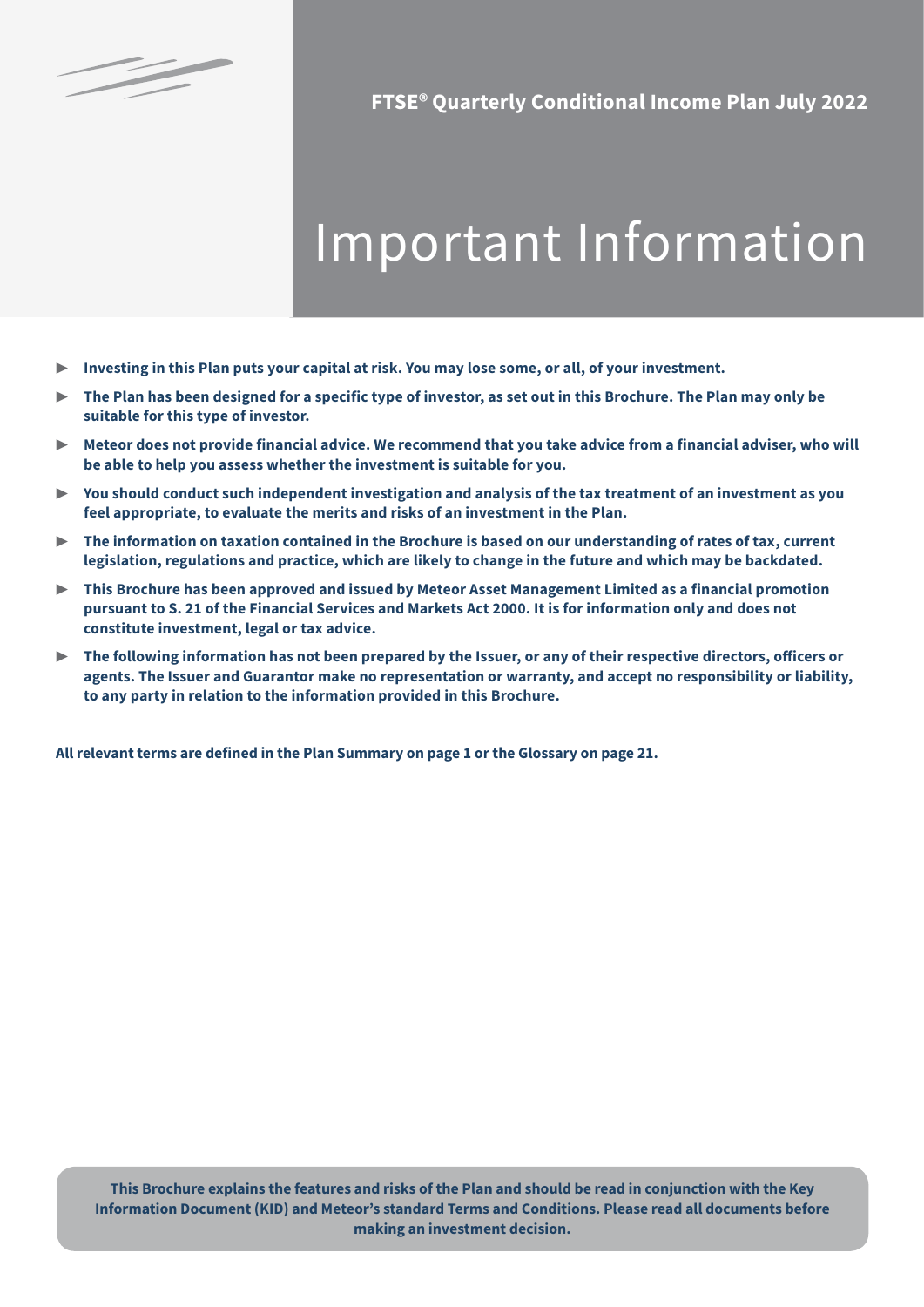FTSE® Quarterly Conditional Income Plan July 2022

# Important Information

- **Investing in this Plan puts your capital at risk. You may lose some, or all, of your investment.**
- **The Plan has been designed for a specific type of investor, as set out in this Brochure. The Plan may only be suitable for this type of investor.**
- **Meteor does not provide financial advice. We recommend that you take advice from a financial adviser, who will be able to help you assess whether the investment is suitable for you.**
- **You should conduct such independent investigation and analysis of the tax treatment of an investment as you feel appropriate, to evaluate the merits and risks of an investment in the Plan.**
- **The information on taxation contained in the Brochure is based on our understanding of rates of tax, current legislation, regulations and practice, which are likely to change in the future and which may be backdated.**
- **This Brochure has been approved and issued by Meteor Asset Management Limited as a financial promotion pursuant to S. 21 of the Financial Services and Markets Act 2000. It is for information only and does not constitute investment, legal or tax advice.**
- **The following information has not been prepared by the Issuer, or any of their respective directors, officers or agents. The Issuer and Guarantor make no representation or warranty, and accept no responsibility or liability, to any party in relation to the information provided in this Brochure.**

**All relevant terms are defined in the Plan Summary on page 1 or the Glossary on page 21.**

**This Brochure explains the features and risks of the Plan and should be read in conjunction with the Key Information Document (KID) and Meteor's standard Terms and Conditions. Please read all documents before making an investment decision.**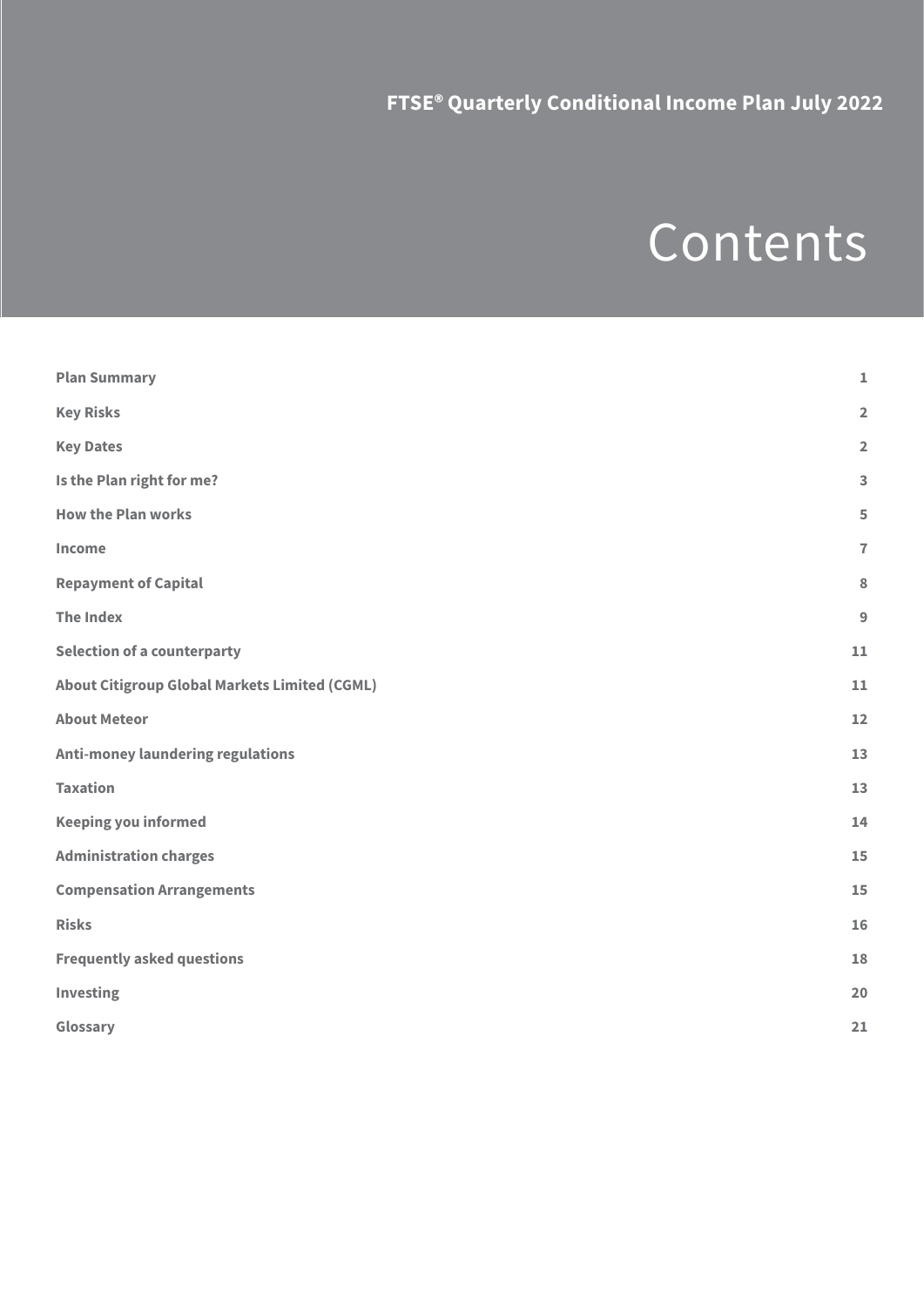FTSE® Quarterly Conditional Income Plan July 2022

# Contents

| | |
|---|---|
| **Plan Summary** | **1** |
| **Key Risks** | **2** |
| **Key Dates** | **2** |
| **Is the Plan right for me?** | **3** |
| **How the Plan works** | **5** |
| **Income** | **7** |
| **Repayment of Capital** | **8** |
| **The Index** | **9** |
| **Selection of a counterparty** | **11** |
| **About Citigroup Global Markets Limited (CGML)** | **11** |
| **About Meteor** | **12** |
| **Anti-money laundering regulations** | **13** |
| **Taxation** | **13** |
| **Keeping you informed** | **14** |
| **Administration charges** | **15** |
| **Compensation Arrangements** | **15** |
| **Risks** | **16** |
| **Frequently asked questions** | **18** |
| **Investing** | **20** |
| **Glossary** | **21** |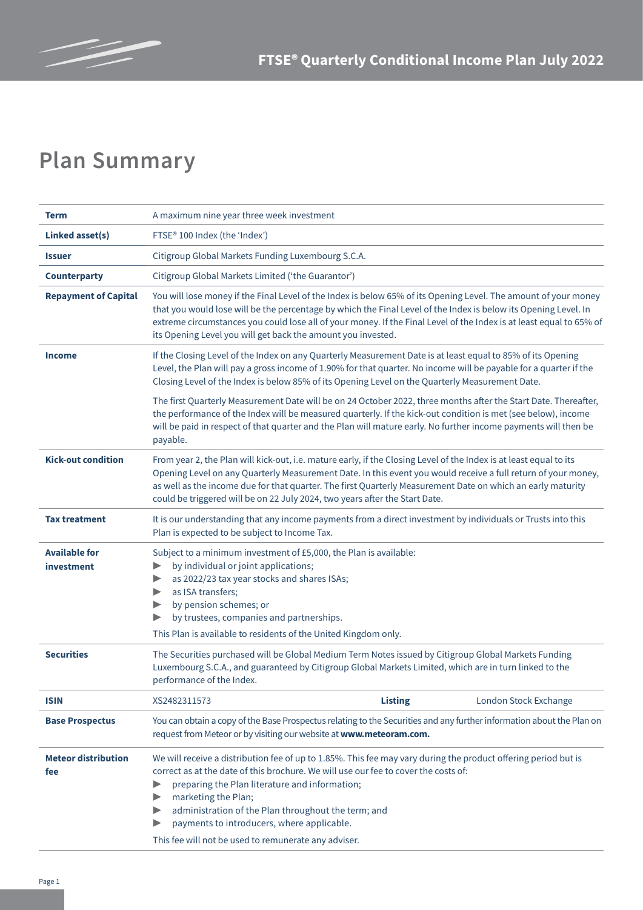# Plan Summary

| | |
|---|---|
| **Term** | A maximum nine year three week investment |
| **Linked asset(s)** | FTSE® 100 Index (the 'Index') |
| **Issuer** | Citigroup Global Markets Funding Luxembourg S.C.A. |
| **Counterparty** | Citigroup Global Markets Limited ('the Guarantor') |
| **Repayment of Capital** | You will lose money if the Final Level of the Index is below 65% of its Opening Level. The amount of your money that you would lose will be the percentage by which the Final Level of the Index is below its Opening Level. In extreme circumstances you could lose all of your money. If the Final Level of the Index is at least equal to 65% of its Opening Level you will get back the amount you invested. |
| **Income** | If the Closing Level of the Index on any Quarterly Measurement Date is at least equal to 85% of its Opening Level, the Plan will pay a gross income of 1.90% for that quarter. No income will be payable for a quarter if the Closing Level of the Index is below 85% of its Opening Level on the Quarterly Measurement Date.<br><br>The first Quarterly Measurement Date will be on 24 October 2022, three months after the Start Date. Thereafter, the performance of the Index will be measured quarterly. If the kick-out condition is met (see below), income will be paid in respect of that quarter and the Plan will mature early. No further income payments will then be payable. |
| **Kick-out condition** | From year 2, the Plan will kick-out, i.e. mature early, if the Closing Level of the Index is at least equal to its Opening Level on any Quarterly Measurement Date. In this event you would receive a full return of your money, as well as the income due for that quarter. The first Quarterly Measurement Date on which an early maturity could be triggered will be on 22 July 2024, two years after the Start Date. |
| **Tax treatment** | It is our understanding that any income payments from a direct investment by individuals or Trusts into this Plan is expected to be subject to Income Tax. |
| **Available for investment** | Subject to a minimum investment of £5,000, the Plan is available:<br>▶ by individual or joint applications;<br>▶ as 2022/23 tax year stocks and shares ISAs;<br>▶ as ISA transfers;<br>▶ by pension schemes; or<br>▶ by trustees, companies and partnerships.<br><br>This Plan is available to residents of the United Kingdom only. |
| **Securities** | The Securities purchased will be Global Medium Term Notes issued by Citigroup Global Markets Funding Luxembourg S.C.A., and guaranteed by Citigroup Global Markets Limited, which are in turn linked to the performance of the Index. |
| **ISIN** | XS2482311573 &nbsp;&nbsp;&nbsp; **Listing** &nbsp;&nbsp;&nbsp; London Stock Exchange |
| **Base Prospectus** | You can obtain a copy of the Base Prospectus relating to the Securities and any further information about the Plan on request from Meteor or by visiting our website at **www.meteoram.com.** |
| **Meteor distribution fee** | We will receive a distribution fee of up to 1.85%. This fee may vary during the product offering period but is correct as at the date of this brochure. We will use our fee to cover the costs of:<br>▶ preparing the Plan literature and information;<br>▶ marketing the Plan;<br>▶ administration of the Plan throughout the term; and<br>▶ payments to introducers, where applicable.<br><br>This fee will not be used to remunerate any adviser. |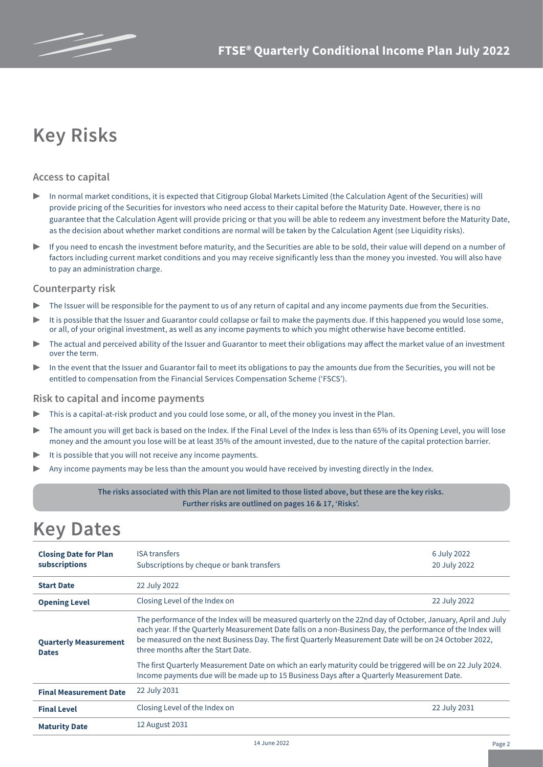# Key Risks

### Access to capital

- In normal market conditions, it is expected that Citigroup Global Markets Limited (the Calculation Agent of the Securities) will provide pricing of the Securities for investors who need access to their capital before the Maturity Date. However, there is no guarantee that the Calculation Agent will provide pricing or that you will be able to redeem any investment before the Maturity Date, as the decision about whether market conditions are normal will be taken by the Calculation Agent (see Liquidity risks).
- If you need to encash the investment before maturity, and the Securities are able to be sold, their value will depend on a number of factors including current market conditions and you may receive significantly less than the money you invested. You will also have to pay an administration charge.

### Counterparty risk

- The Issuer will be responsible for the payment to us of any return of capital and any income payments due from the Securities.
- It is possible that the Issuer and Guarantor could collapse or fail to make the payments due. If this happened you would lose some, or all, of your original investment, as well as any income payments to which you might otherwise have become entitled.
- The actual and perceived ability of the Issuer and Guarantor to meet their obligations may affect the market value of an investment over the term.
- In the event that the Issuer and Guarantor fail to meet its obligations to pay the amounts due from the Securities, you will not be entitled to compensation from the Financial Services Compensation Scheme ('FSCS').

### Risk to capital and income payments

- This is a capital-at-risk product and you could lose some, or all, of the money you invest in the Plan.
- The amount you will get back is based on the Index. If the Final Level of the Index is less than 65% of its Opening Level, you will lose money and the amount you lose will be at least 35% of the amount invested, due to the nature of the capital protection barrier.
- It is possible that you will not receive any income payments.
- Any income payments may be less than the amount you would have received by investing directly in the Index.

**The risks associated with this Plan are not limited to those listed above, but these are the key risks. Further risks are outlined on pages 16 & 17, 'Risks'.**

# Key Dates

| | | |
|---|---|---|
| **Closing Date for Plan subscriptions** | ISA transfers<br>Subscriptions by cheque or bank transfers | 6 July 2022<br>20 July 2022 |
| **Start Date** | 22 July 2022 | |
| **Opening Level** | Closing Level of the Index on | 22 July 2022 |
| **Quarterly Measurement Dates** | The performance of the Index will be measured quarterly on the 22nd day of October, January, April and July each year. If the Quarterly Measurement Date falls on a non-Business Day, the performance of the Index will be measured on the next Business Day. The first Quarterly Measurement Date will be on 24 October 2022, three months after the Start Date.<br><br>The first Quarterly Measurement Date on which an early maturity could be triggered will be on 22 July 2024. Income payments due will be made up to 15 Business Days after a Quarterly Measurement Date. | |
| **Final Measurement Date** | 22 July 2031 | |
| **Final Level** | Closing Level of the Index on | 22 July 2031 |
| **Maturity Date** | 12 August 2031 | |

14 June 2022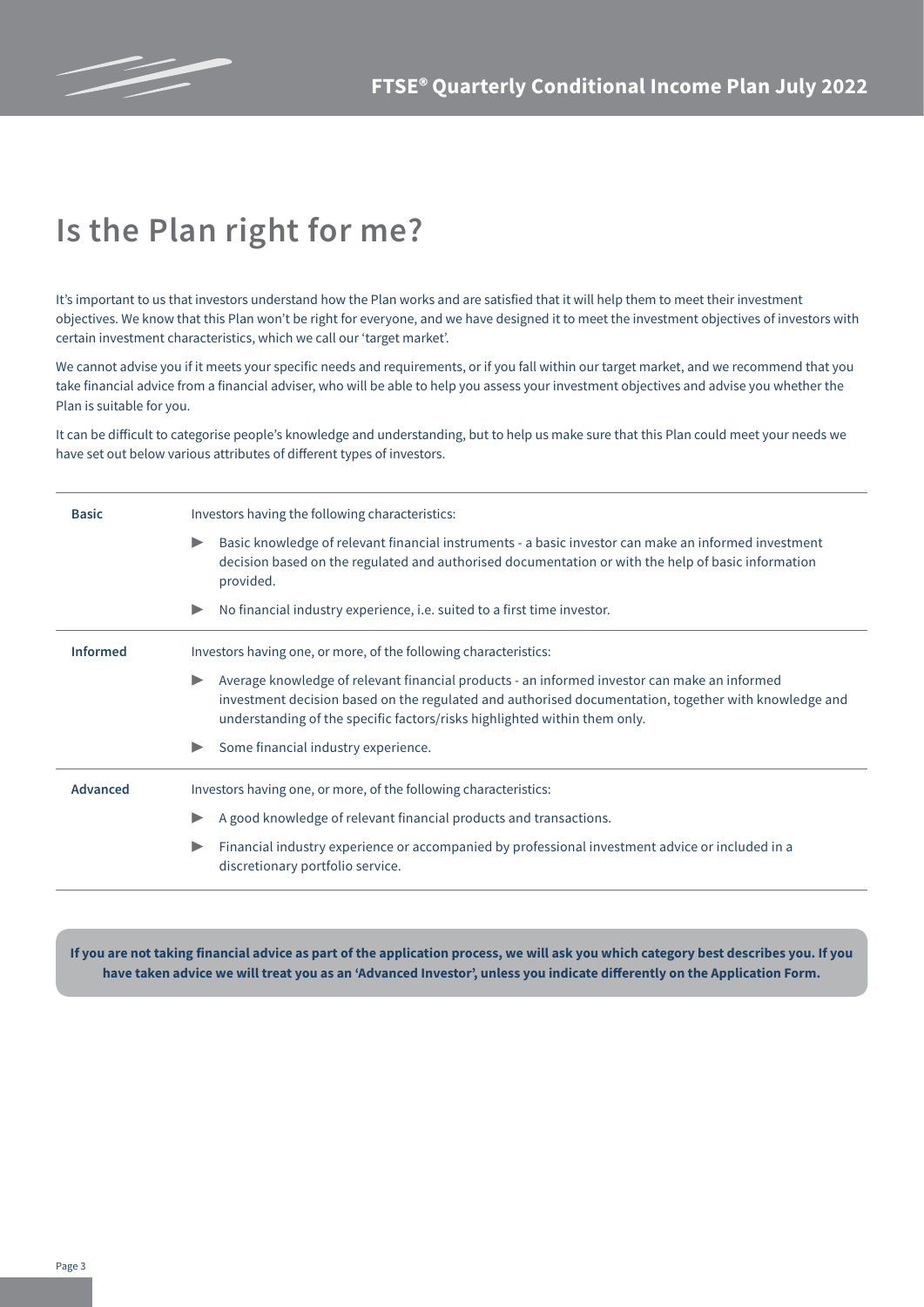# Is the Plan right for me?

It's important to us that investors understand how the Plan works and are satisfied that it will help them to meet their investment objectives. We know that this Plan won't be right for everyone, and we have designed it to meet the investment objectives of investors with certain investment characteristics, which we call our 'target market'.

We cannot advise you if it meets your specific needs and requirements, or if you fall within our target market, and we recommend that you take financial advice from a financial adviser, who will be able to help you assess your investment objectives and advise you whether the Plan is suitable for you.

It can be difficult to categorise people's knowledge and understanding, but to help us make sure that this Plan could meet your needs we have set out below various attributes of different types of investors.

| | |
|---|---|
| **Basic** | Investors having the following characteristics:<br>▶ Basic knowledge of relevant financial instruments - a basic investor can make an informed investment decision based on the regulated and authorised documentation or with the help of basic information provided.<br>▶ No financial industry experience, i.e. suited to a first time investor. |
| **Informed** | Investors having one, or more, of the following characteristics:<br>▶ Average knowledge of relevant financial products - an informed investor can make an informed investment decision based on the regulated and authorised documentation, together with knowledge and understanding of the specific factors/risks highlighted within them only.<br>▶ Some financial industry experience. |
| **Advanced** | Investors having one, or more, of the following characteristics:<br>▶ A good knowledge of relevant financial products and transactions.<br>▶ Financial industry experience or accompanied by professional investment advice or included in a discretionary portfolio service. |

**If you are not taking financial advice as part of the application process, we will ask you which category best describes you. If you have taken advice we will treat you as an 'Advanced Investor', unless you indicate differently on the Application Form.**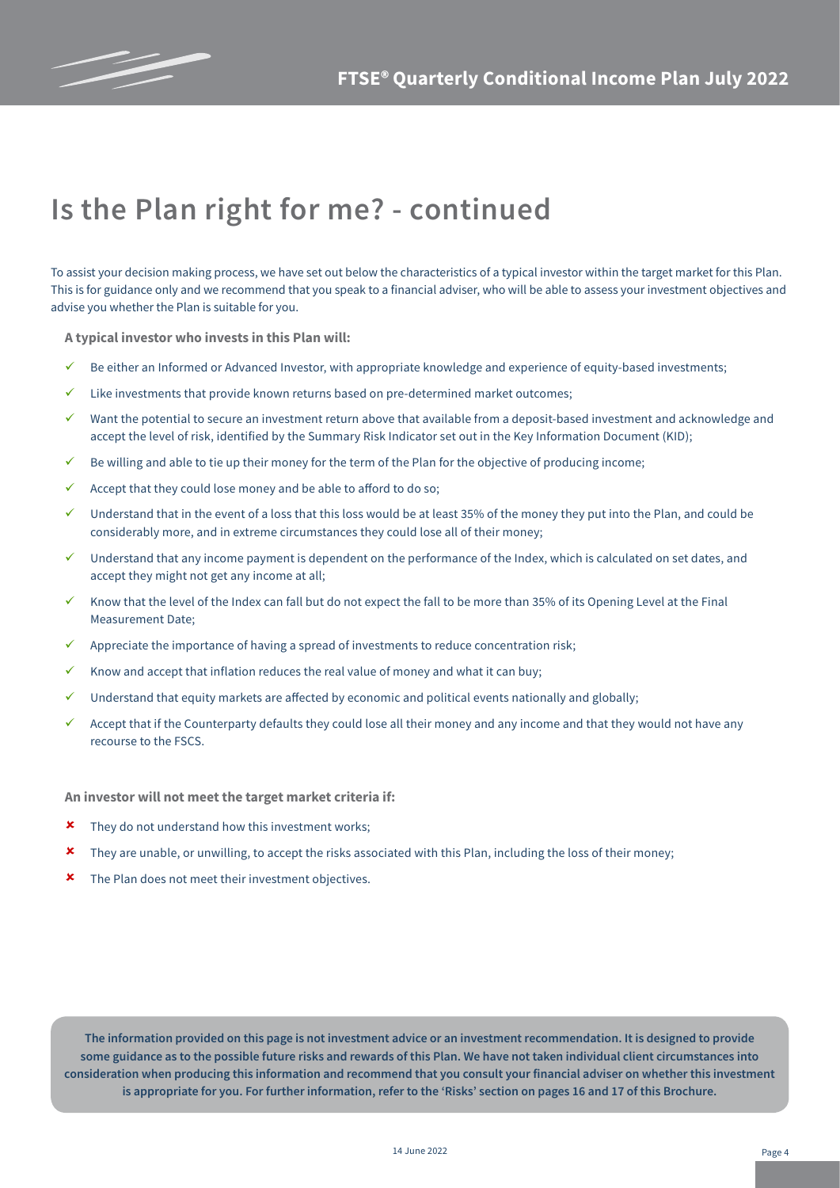# Is the Plan right for me? - continued

To assist your decision making process, we have set out below the characteristics of a typical investor within the target market for this Plan. This is for guidance only and we recommend that you speak to a financial adviser, who will be able to assess your investment objectives and advise you whether the Plan is suitable for you.

**A typical investor who invests in this Plan will:**

- ✓ Be either an Informed or Advanced Investor, with appropriate knowledge and experience of equity-based investments;
- ✓ Like investments that provide known returns based on pre-determined market outcomes;
- ✓ Want the potential to secure an investment return above that available from a deposit-based investment and acknowledge and accept the level of risk, identified by the Summary Risk Indicator set out in the Key Information Document (KID);
- ✓ Be willing and able to tie up their money for the term of the Plan for the objective of producing income;
- ✓ Accept that they could lose money and be able to afford to do so;
- ✓ Understand that in the event of a loss that this loss would be at least 35% of the money they put into the Plan, and could be considerably more, and in extreme circumstances they could lose all of their money;
- ✓ Understand that any income payment is dependent on the performance of the Index, which is calculated on set dates, and accept they might not get any income at all;
- ✓ Know that the level of the Index can fall but do not expect the fall to be more than 35% of its Opening Level at the Final Measurement Date;
- ✓ Appreciate the importance of having a spread of investments to reduce concentration risk;
- ✓ Know and accept that inflation reduces the real value of money and what it can buy;
- ✓ Understand that equity markets are affected by economic and political events nationally and globally;
- ✓ Accept that if the Counterparty defaults they could lose all their money and any income and that they would not have any recourse to the FSCS.

**An investor will not meet the target market criteria if:**

- ✘ They do not understand how this investment works;
- ✘ They are unable, or unwilling, to accept the risks associated with this Plan, including the loss of their money;
- ✘ The Plan does not meet their investment objectives.

**The information provided on this page is not investment advice or an investment recommendation. It is designed to provide some guidance as to the possible future risks and rewards of this Plan. We have not taken individual client circumstances into consideration when producing this information and recommend that you consult your financial adviser on whether this investment is appropriate for you. For further information, refer to the 'Risks' section on pages 16 and 17 of this Brochure.**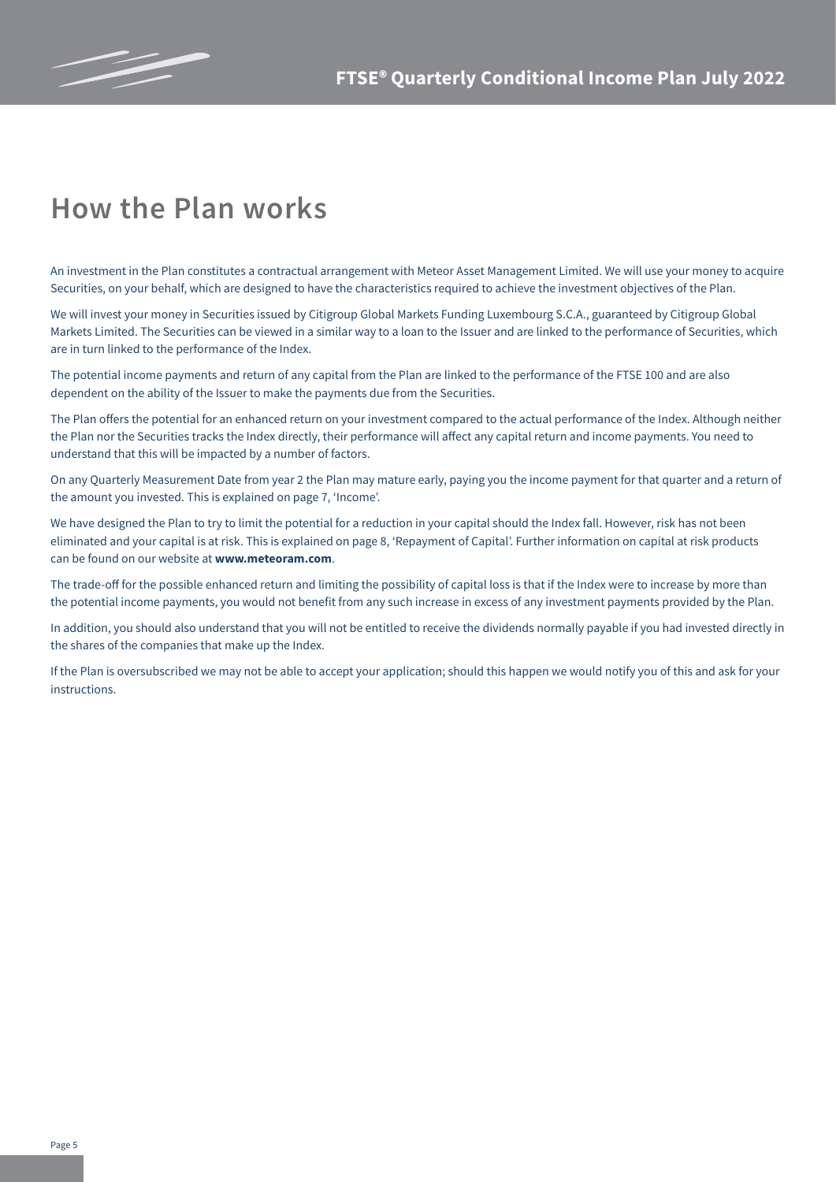# How the Plan works

An investment in the Plan constitutes a contractual arrangement with Meteor Asset Management Limited. We will use your money to acquire Securities, on your behalf, which are designed to have the characteristics required to achieve the investment objectives of the Plan.

We will invest your money in Securities issued by Citigroup Global Markets Funding Luxembourg S.C.A., guaranteed by Citigroup Global Markets Limited. The Securities can be viewed in a similar way to a loan to the Issuer and are linked to the performance of Securities, which are in turn linked to the performance of the Index.

The potential income payments and return of any capital from the Plan are linked to the performance of the FTSE 100 and are also dependent on the ability of the Issuer to make the payments due from the Securities.

The Plan offers the potential for an enhanced return on your investment compared to the actual performance of the Index. Although neither the Plan nor the Securities tracks the Index directly, their performance will affect any capital return and income payments. You need to understand that this will be impacted by a number of factors.

On any Quarterly Measurement Date from year 2 the Plan may mature early, paying you the income payment for that quarter and a return of the amount you invested. This is explained on page 7, 'Income'.

We have designed the Plan to try to limit the potential for a reduction in your capital should the Index fall. However, risk has not been eliminated and your capital is at risk. This is explained on page 8, 'Repayment of Capital'. Further information on capital at risk products can be found on our website at **www.meteoram.com**.

The trade-off for the possible enhanced return and limiting the possibility of capital loss is that if the Index were to increase by more than the potential income payments, you would not benefit from any such increase in excess of any investment payments provided by the Plan.

In addition, you should also understand that you will not be entitled to receive the dividends normally payable if you had invested directly in the shares of the companies that make up the Index.

If the Plan is oversubscribed we may not be able to accept your application; should this happen we would notify you of this and ask for your instructions.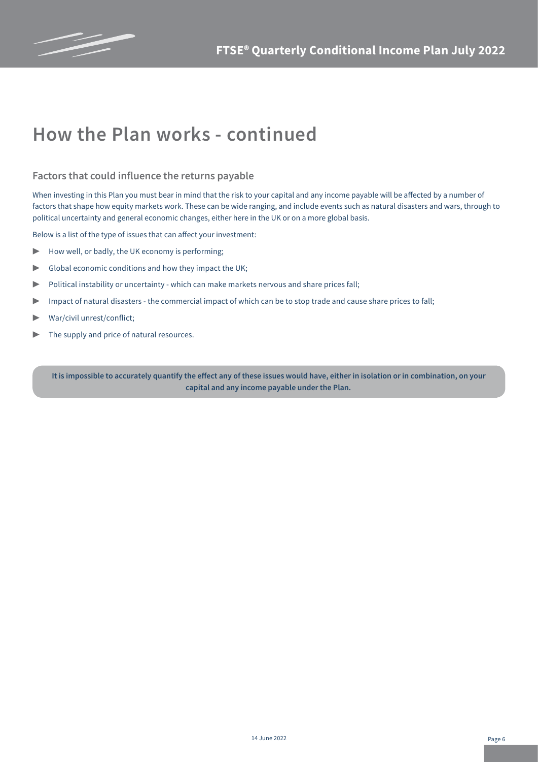# How the Plan works - continued

## Factors that could influence the returns payable

When investing in this Plan you must bear in mind that the risk to your capital and any income payable will be affected by a number of factors that shape how equity markets work. These can be wide ranging, and include events such as natural disasters and wars, through to political uncertainty and general economic changes, either here in the UK or on a more global basis.

Below is a list of the type of issues that can affect your investment:

- How well, or badly, the UK economy is performing;
- Global economic conditions and how they impact the UK;
- Political instability or uncertainty - which can make markets nervous and share prices fall;
- Impact of natural disasters - the commercial impact of which can be to stop trade and cause share prices to fall;
- War/civil unrest/conflict;
- The supply and price of natural resources.

**It is impossible to accurately quantify the effect any of these issues would have, either in isolation or in combination, on your capital and any income payable under the Plan.**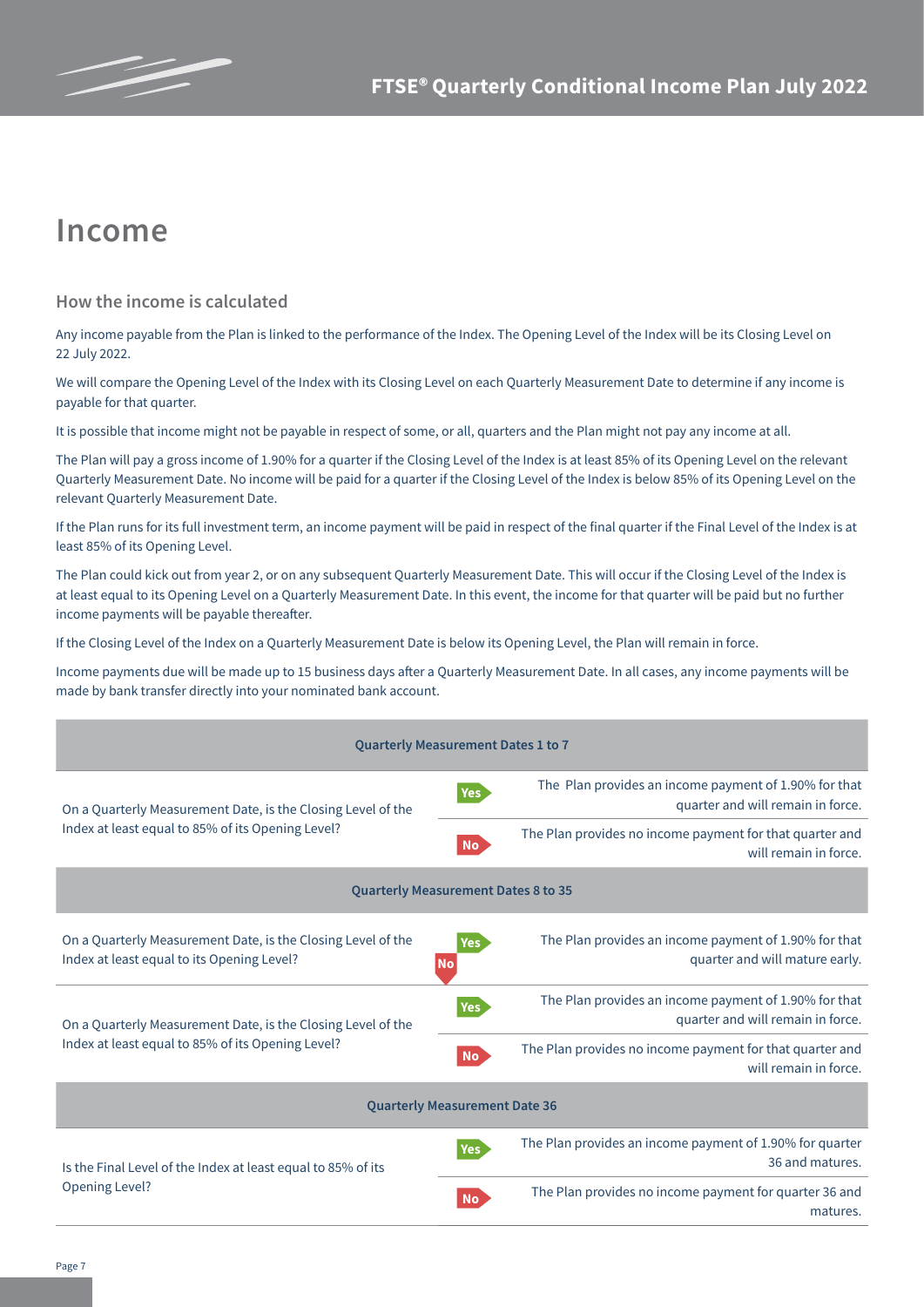# Income

## How the income is calculated

Any income payable from the Plan is linked to the performance of the Index. The Opening Level of the Index will be its Closing Level on 22 July 2022.

We will compare the Opening Level of the Index with its Closing Level on each Quarterly Measurement Date to determine if any income is payable for that quarter.

It is possible that income might not be payable in respect of some, or all, quarters and the Plan might not pay any income at all.

The Plan will pay a gross income of 1.90% for a quarter if the Closing Level of the Index is at least 85% of its Opening Level on the relevant Quarterly Measurement Date. No income will be paid for a quarter if the Closing Level of the Index is below 85% of its Opening Level on the relevant Quarterly Measurement Date.

If the Plan runs for its full investment term, an income payment will be paid in respect of the final quarter if the Final Level of the Index is at least 85% of its Opening Level.

The Plan could kick out from year 2, or on any subsequent Quarterly Measurement Date. This will occur if the Closing Level of the Index is at least equal to its Opening Level on a Quarterly Measurement Date. In this event, the income for that quarter will be paid but no further income payments will be payable thereafter.

If the Closing Level of the Index on a Quarterly Measurement Date is below its Opening Level, the Plan will remain in force.

Income payments due will be made up to 15 business days after a Quarterly Measurement Date. In all cases, any income payments will be made by bank transfer directly into your nominated bank account.

| Quarterly Measurement Dates 1 to 7 | | |
|---|---|---|
| On a Quarterly Measurement Date, is the Closing Level of the Index at least equal to 85% of its Opening Level? | Yes | The Plan provides an income payment of 1.90% for that quarter and will remain in force. |
| | No | The Plan provides no income payment for that quarter and will remain in force. |
| **Quarterly Measurement Dates 8 to 35** | | |
| On a Quarterly Measurement Date, is the Closing Level of the Index at least equal to its Opening Level? | Yes | The Plan provides an income payment of 1.90% for that quarter and will mature early. |
| | No | (proceed to next question) |
| On a Quarterly Measurement Date, is the Closing Level of the Index at least equal to 85% of its Opening Level? | Yes | The Plan provides an income payment of 1.90% for that quarter and will remain in force. |
| | No | The Plan provides no income payment for that quarter and will remain in force. |
| **Quarterly Measurement Date 36** | | |
| Is the Final Level of the Index at least equal to 85% of its Opening Level? | Yes | The Plan provides an income payment of 1.90% for quarter 36 and matures. |
| | No | The Plan provides no income payment for quarter 36 and matures. |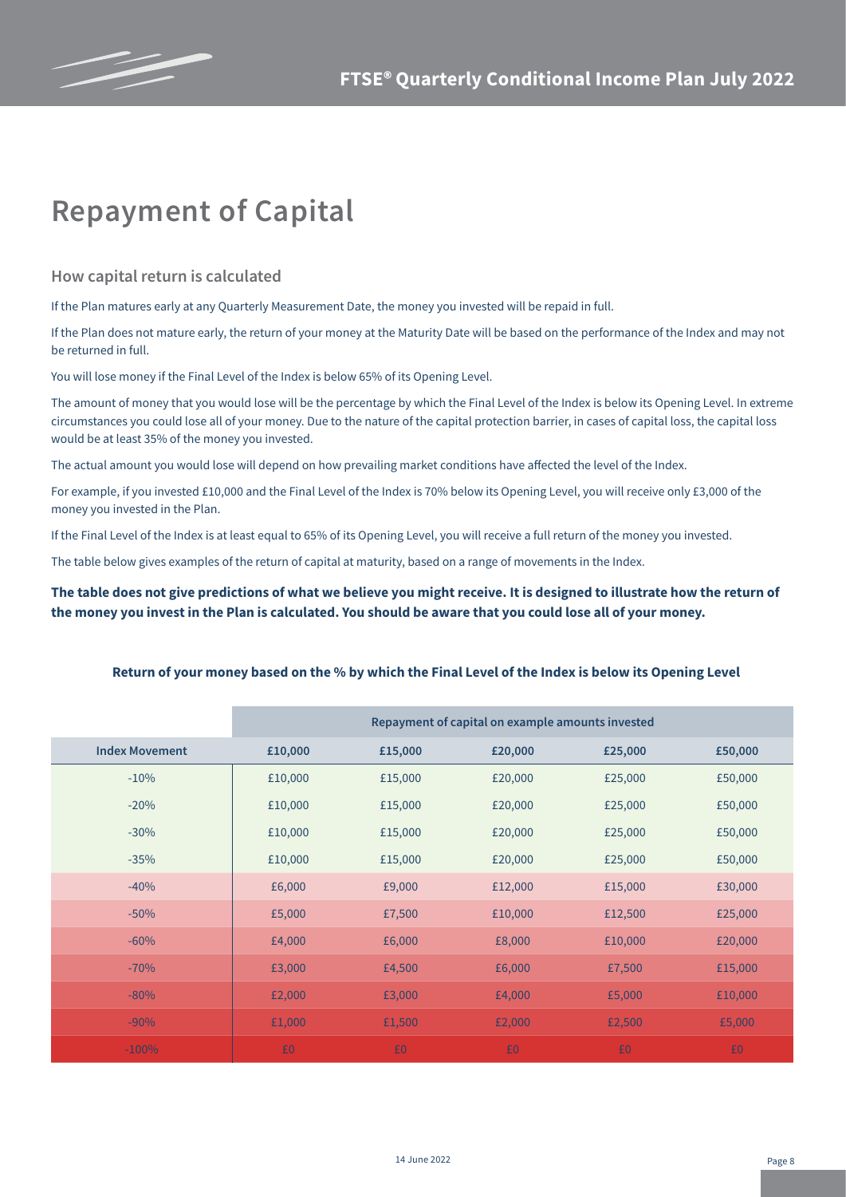# Repayment of Capital

## How capital return is calculated

If the Plan matures early at any Quarterly Measurement Date, the money you invested will be repaid in full.

If the Plan does not mature early, the return of your money at the Maturity Date will be based on the performance of the Index and may not be returned in full.

You will lose money if the Final Level of the Index is below 65% of its Opening Level.

The amount of money that you would lose will be the percentage by which the Final Level of the Index is below its Opening Level. In extreme circumstances you could lose all of your money. Due to the nature of the capital protection barrier, in cases of capital loss, the capital loss would be at least 35% of the money you invested.

The actual amount you would lose will depend on how prevailing market conditions have affected the level of the Index.

For example, if you invested £10,000 and the Final Level of the Index is 70% below its Opening Level, you will receive only £3,000 of the money you invested in the Plan.

If the Final Level of the Index is at least equal to 65% of its Opening Level, you will receive a full return of the money you invested.

The table below gives examples of the return of capital at maturity, based on a range of movements in the Index.

**The table does not give predictions of what we believe you might receive. It is designed to illustrate how the return of the money you invest in the Plan is calculated. You should be aware that you could lose all of your money.**

**Return of your money based on the % by which the Final Level of the Index is below its Opening Level**

| | Repayment of capital on example amounts invested | | | | |
|---|---|---|---|---|---|
| **Index Movement** | **£10,000** | **£15,000** | **£20,000** | **£25,000** | **£50,000** |
| -10% | £10,000 | £15,000 | £20,000 | £25,000 | £50,000 |
| -20% | £10,000 | £15,000 | £20,000 | £25,000 | £50,000 |
| -30% | £10,000 | £15,000 | £20,000 | £25,000 | £50,000 |
| -35% | £10,000 | £15,000 | £20,000 | £25,000 | £50,000 |
| -40% | £6,000 | £9,000 | £12,000 | £15,000 | £30,000 |
| -50% | £5,000 | £7,500 | £10,000 | £12,500 | £25,000 |
| -60% | £4,000 | £6,000 | £8,000 | £10,000 | £20,000 |
| -70% | £3,000 | £4,500 | £6,000 | £7,500 | £15,000 |
| -80% | £2,000 | £3,000 | £4,000 | £5,000 | £10,000 |
| -90% | £1,000 | £1,500 | £2,000 | £2,500 | £5,000 |
| -100% | £0 | £0 | £0 | £0 | £0 |

14 June 2022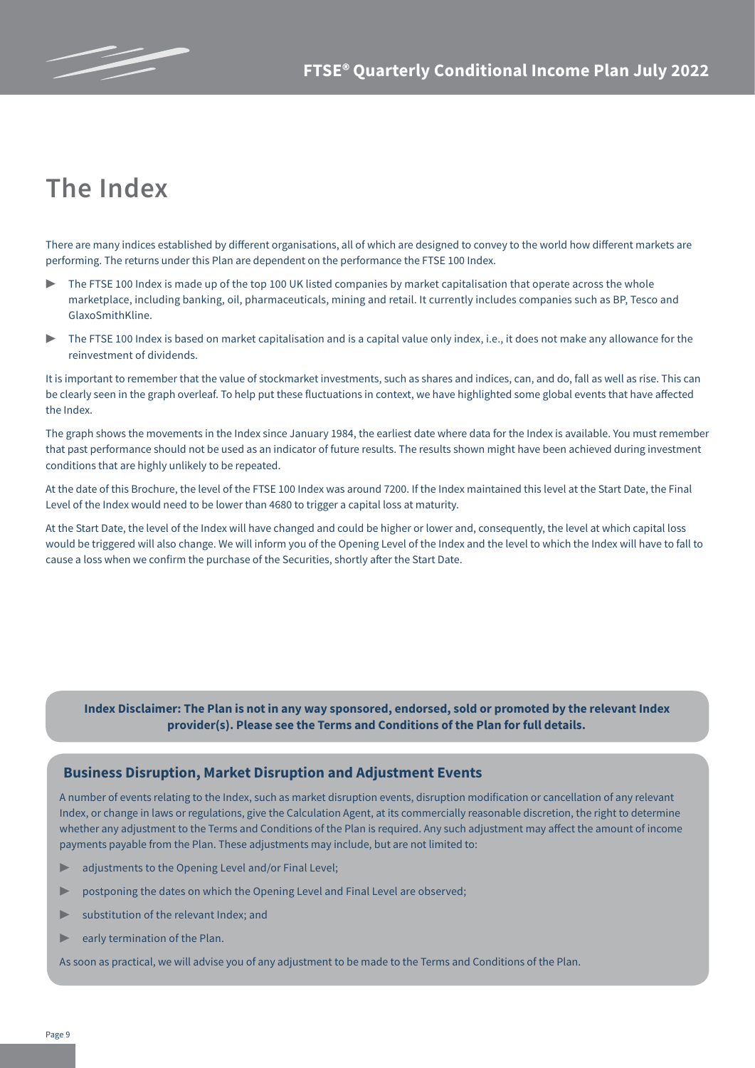# The Index

There are many indices established by different organisations, all of which are designed to convey to the world how different markets are performing. The returns under this Plan are dependent on the performance the FTSE 100 Index.

- The FTSE 100 Index is made up of the top 100 UK listed companies by market capitalisation that operate across the whole marketplace, including banking, oil, pharmaceuticals, mining and retail. It currently includes companies such as BP, Tesco and GlaxoSmithKline.
- The FTSE 100 Index is based on market capitalisation and is a capital value only index, i.e., it does not make any allowance for the reinvestment of dividends.

It is important to remember that the value of stockmarket investments, such as shares and indices, can, and do, fall as well as rise. This can be clearly seen in the graph overleaf. To help put these fluctuations in context, we have highlighted some global events that have affected the Index.

The graph shows the movements in the Index since January 1984, the earliest date where data for the Index is available. You must remember that past performance should not be used as an indicator of future results. The results shown might have been achieved during investment conditions that are highly unlikely to be repeated.

At the date of this Brochure, the level of the FTSE 100 Index was around 7200. If the Index maintained this level at the Start Date, the Final Level of the Index would need to be lower than 4680 to trigger a capital loss at maturity.

At the Start Date, the level of the Index will have changed and could be higher or lower and, consequently, the level at which capital loss would be triggered will also change. We will inform you of the Opening Level of the Index and the level to which the Index will have to fall to cause a loss when we confirm the purchase of the Securities, shortly after the Start Date.

**Index Disclaimer: The Plan is not in any way sponsored, endorsed, sold or promoted by the relevant Index provider(s). Please see the Terms and Conditions of the Plan for full details.**

## Business Disruption, Market Disruption and Adjustment Events

A number of events relating to the Index, such as market disruption events, disruption modification or cancellation of any relevant Index, or change in laws or regulations, give the Calculation Agent, at its commercially reasonable discretion, the right to determine whether any adjustment to the Terms and Conditions of the Plan is required. Any such adjustment may affect the amount of income payments payable from the Plan. These adjustments may include, but are not limited to:

- adjustments to the Opening Level and/or Final Level;
- postponing the dates on which the Opening Level and Final Level are observed;
- substitution of the relevant Index; and
- early termination of the Plan.

As soon as practical, we will advise you of any adjustment to be made to the Terms and Conditions of the Plan.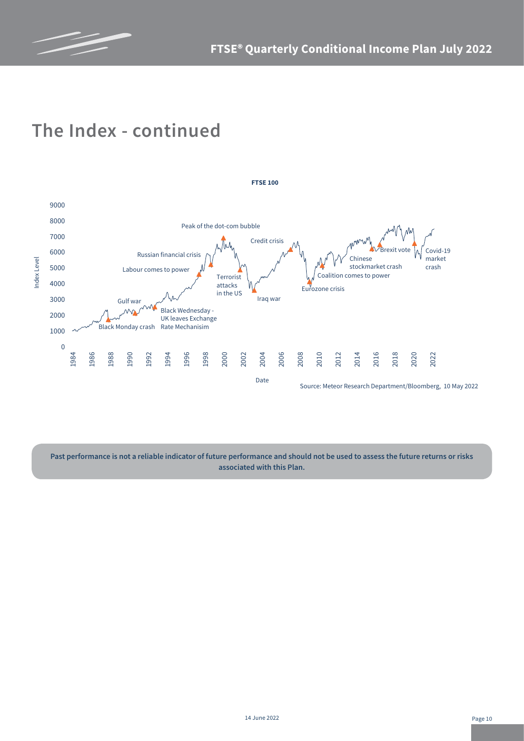# The Index - continued

**FTSE 100**

Source: Meteor Research Department/Bloomberg, 10 May 2022

**Past performance is not a reliable indicator of future performance and should not be used to assess the future returns or risks associated with this Plan.**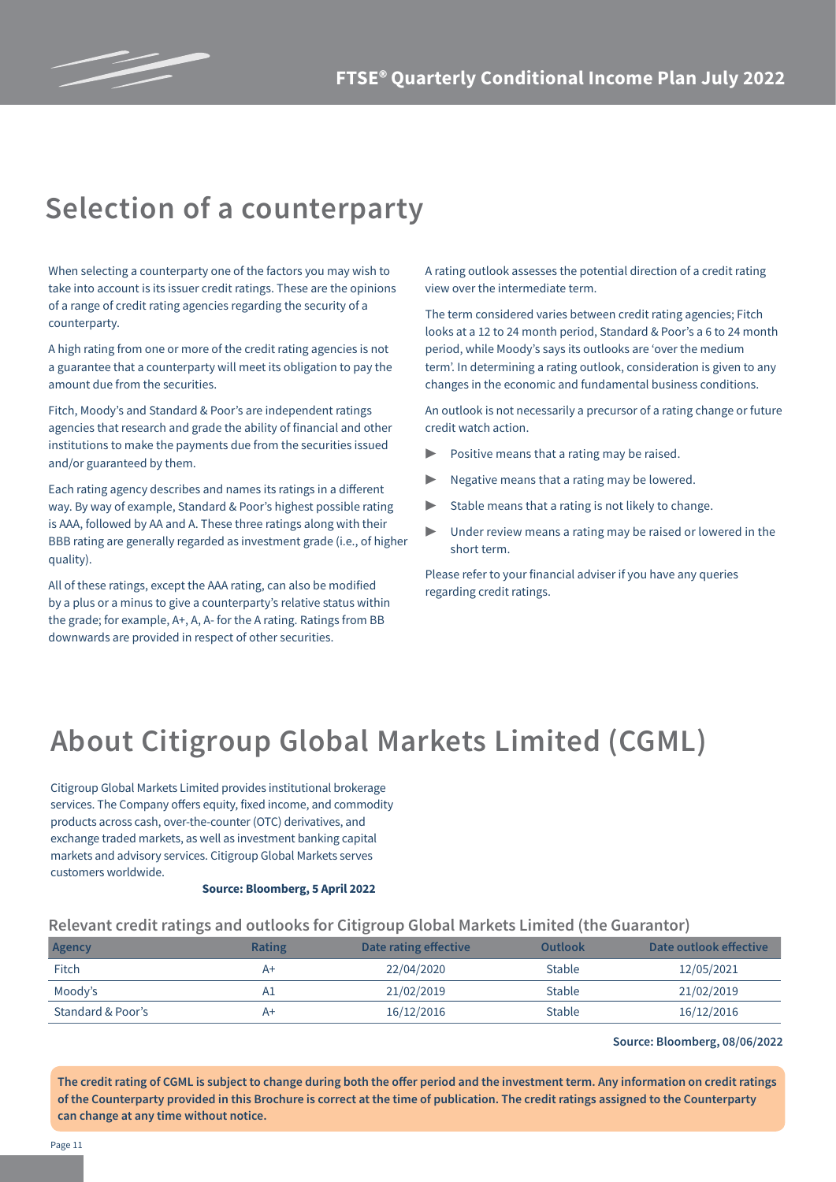# Selection of a counterparty

When selecting a counterparty one of the factors you may wish to take into account is its issuer credit ratings. These are the opinions of a range of credit rating agencies regarding the security of a counterparty.

A high rating from one or more of the credit rating agencies is not a guarantee that a counterparty will meet its obligation to pay the amount due from the securities.

Fitch, Moody's and Standard & Poor's are independent ratings agencies that research and grade the ability of financial and other institutions to make the payments due from the securities issued and/or guaranteed by them.

Each rating agency describes and names its ratings in a different way. By way of example, Standard & Poor's highest possible rating is AAA, followed by AA and A. These three ratings along with their BBB rating are generally regarded as investment grade (i.e., of higher quality).

All of these ratings, except the AAA rating, can also be modified by a plus or a minus to give a counterparty's relative status within the grade; for example, A+, A, A- for the A rating. Ratings from BB downwards are provided in respect of other securities.

A rating outlook assesses the potential direction of a credit rating view over the intermediate term.

The term considered varies between credit rating agencies; Fitch looks at a 12 to 24 month period, Standard & Poor's a 6 to 24 month period, while Moody's says its outlooks are 'over the medium term'. In determining a rating outlook, consideration is given to any changes in the economic and fundamental business conditions.

An outlook is not necessarily a precursor of a rating change or future credit watch action.

- Positive means that a rating may be raised.
- Negative means that a rating may be lowered.
- Stable means that a rating is not likely to change.
- Under review means a rating may be raised or lowered in the short term.

Please refer to your financial adviser if you have any queries regarding credit ratings.

# About Citigroup Global Markets Limited (CGML)

Citigroup Global Markets Limited provides institutional brokerage services. The Company offers equity, fixed income, and commodity products across cash, over-the-counter (OTC) derivatives, and exchange traded markets, as well as investment banking capital markets and advisory services. Citigroup Global Markets serves customers worldwide.

**Source: Bloomberg, 5 April 2022**

### Relevant credit ratings and outlooks for Citigroup Global Markets Limited (the Guarantor)

| Agency | Rating | Date rating effective | Outlook | Date outlook effective |
|---|---|---|---|---|
| Fitch | A+ | 22/04/2020 | Stable | 12/05/2021 |
| Moody's | A1 | 21/02/2019 | Stable | 21/02/2019 |
| Standard & Poor's | A+ | 16/12/2016 | Stable | 16/12/2016 |

**Source: Bloomberg, 08/06/2022**

**The credit rating of CGML is subject to change during both the offer period and the investment term. Any information on credit ratings of the Counterparty provided in this Brochure is correct at the time of publication. The credit ratings assigned to the Counterparty can change at any time without notice.**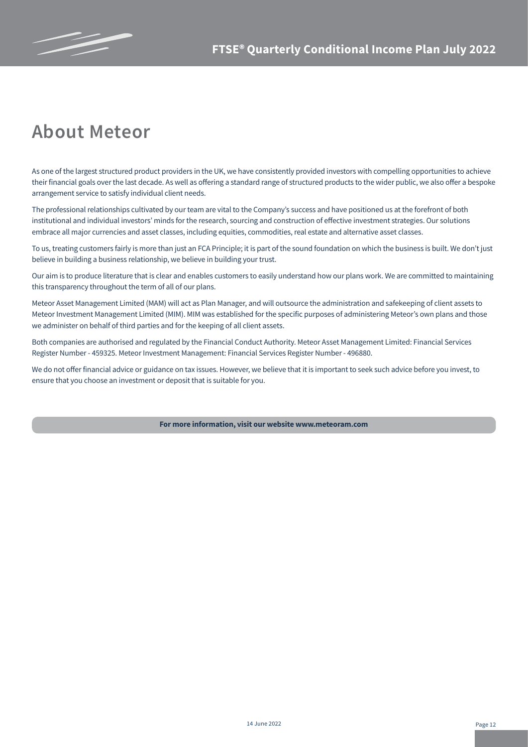# About Meteor

As one of the largest structured product providers in the UK, we have consistently provided investors with compelling opportunities to achieve their financial goals over the last decade. As well as offering a standard range of structured products to the wider public, we also offer a bespoke arrangement service to satisfy individual client needs.

The professional relationships cultivated by our team are vital to the Company's success and have positioned us at the forefront of both institutional and individual investors' minds for the research, sourcing and construction of effective investment strategies. Our solutions embrace all major currencies and asset classes, including equities, commodities, real estate and alternative asset classes.

To us, treating customers fairly is more than just an FCA Principle; it is part of the sound foundation on which the business is built. We don't just believe in building a business relationship, we believe in building your trust.

Our aim is to produce literature that is clear and enables customers to easily understand how our plans work. We are committed to maintaining this transparency throughout the term of all of our plans.

Meteor Asset Management Limited (MAM) will act as Plan Manager, and will outsource the administration and safekeeping of client assets to Meteor Investment Management Limited (MIM). MIM was established for the specific purposes of administering Meteor's own plans and those we administer on behalf of third parties and for the keeping of all client assets.

Both companies are authorised and regulated by the Financial Conduct Authority. Meteor Asset Management Limited: Financial Services Register Number - 459325. Meteor Investment Management: Financial Services Register Number - 496880.

We do not offer financial advice or guidance on tax issues. However, we believe that it is important to seek such advice before you invest, to ensure that you choose an investment or deposit that is suitable for you.

**For more information, visit our website www.meteoram.com**

14 June 2022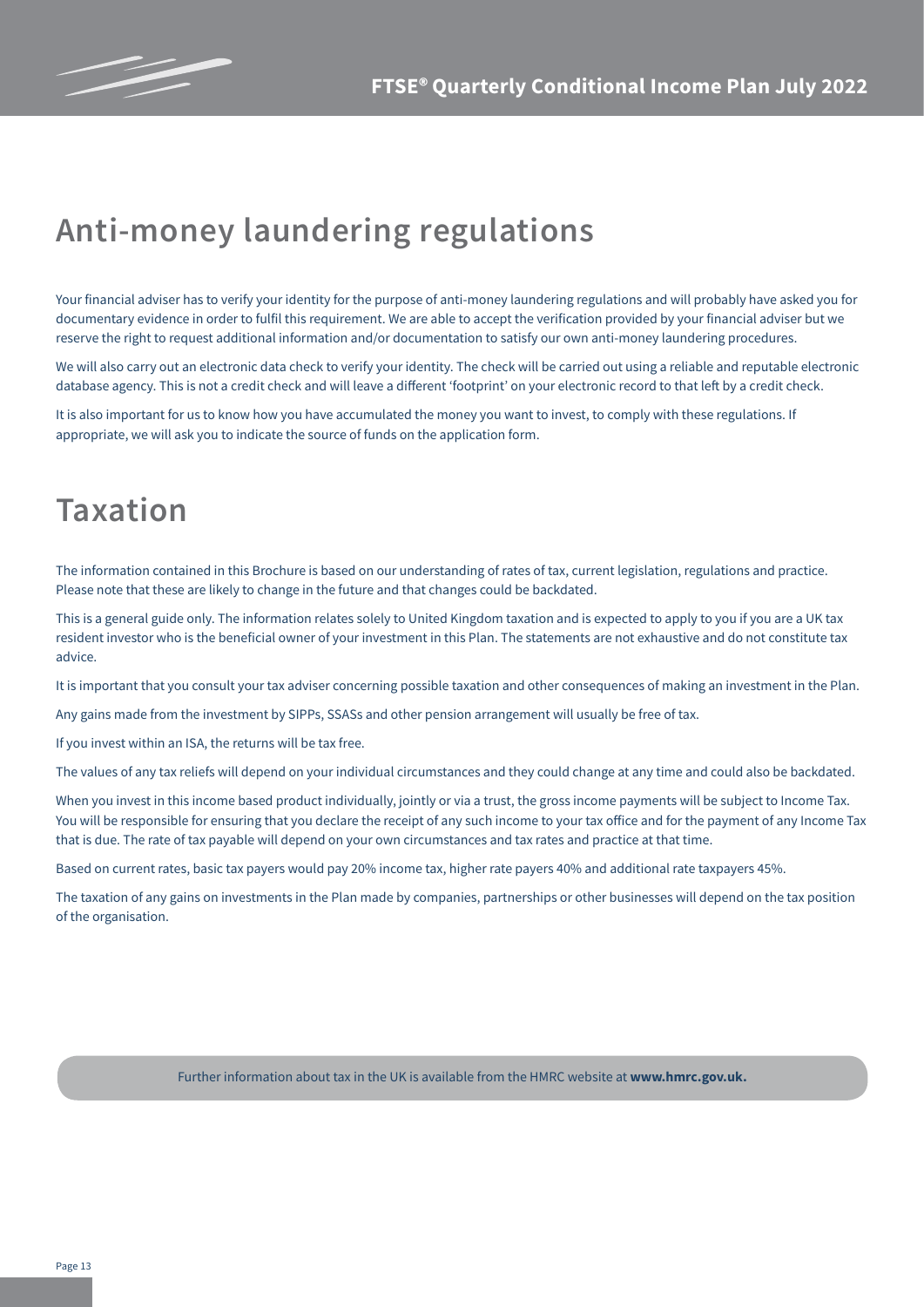## Anti-money laundering regulations

Your financial adviser has to verify your identity for the purpose of anti-money laundering regulations and will probably have asked you for documentary evidence in order to fulfil this requirement. We are able to accept the verification provided by your financial adviser but we reserve the right to request additional information and/or documentation to satisfy our own anti-money laundering procedures.

We will also carry out an electronic data check to verify your identity. The check will be carried out using a reliable and reputable electronic database agency. This is not a credit check and will leave a different 'footprint' on your electronic record to that left by a credit check.

It is also important for us to know how you have accumulated the money you want to invest, to comply with these regulations. If appropriate, we will ask you to indicate the source of funds on the application form.

## Taxation

The information contained in this Brochure is based on our understanding of rates of tax, current legislation, regulations and practice. Please note that these are likely to change in the future and that changes could be backdated.

This is a general guide only. The information relates solely to United Kingdom taxation and is expected to apply to you if you are a UK tax resident investor who is the beneficial owner of your investment in this Plan. The statements are not exhaustive and do not constitute tax advice.

It is important that you consult your tax adviser concerning possible taxation and other consequences of making an investment in the Plan.

Any gains made from the investment by SIPPs, SSASs and other pension arrangement will usually be free of tax.

If you invest within an ISA, the returns will be tax free.

The values of any tax reliefs will depend on your individual circumstances and they could change at any time and could also be backdated.

When you invest in this income based product individually, jointly or via a trust, the gross income payments will be subject to Income Tax. You will be responsible for ensuring that you declare the receipt of any such income to your tax office and for the payment of any Income Tax that is due. The rate of tax payable will depend on your own circumstances and tax rates and practice at that time.

Based on current rates, basic tax payers would pay 20% income tax, higher rate payers 40% and additional rate taxpayers 45%.

The taxation of any gains on investments in the Plan made by companies, partnerships or other businesses will depend on the tax position of the organisation.

Further information about tax in the UK is available from the HMRC website at **www.hmrc.gov.uk.**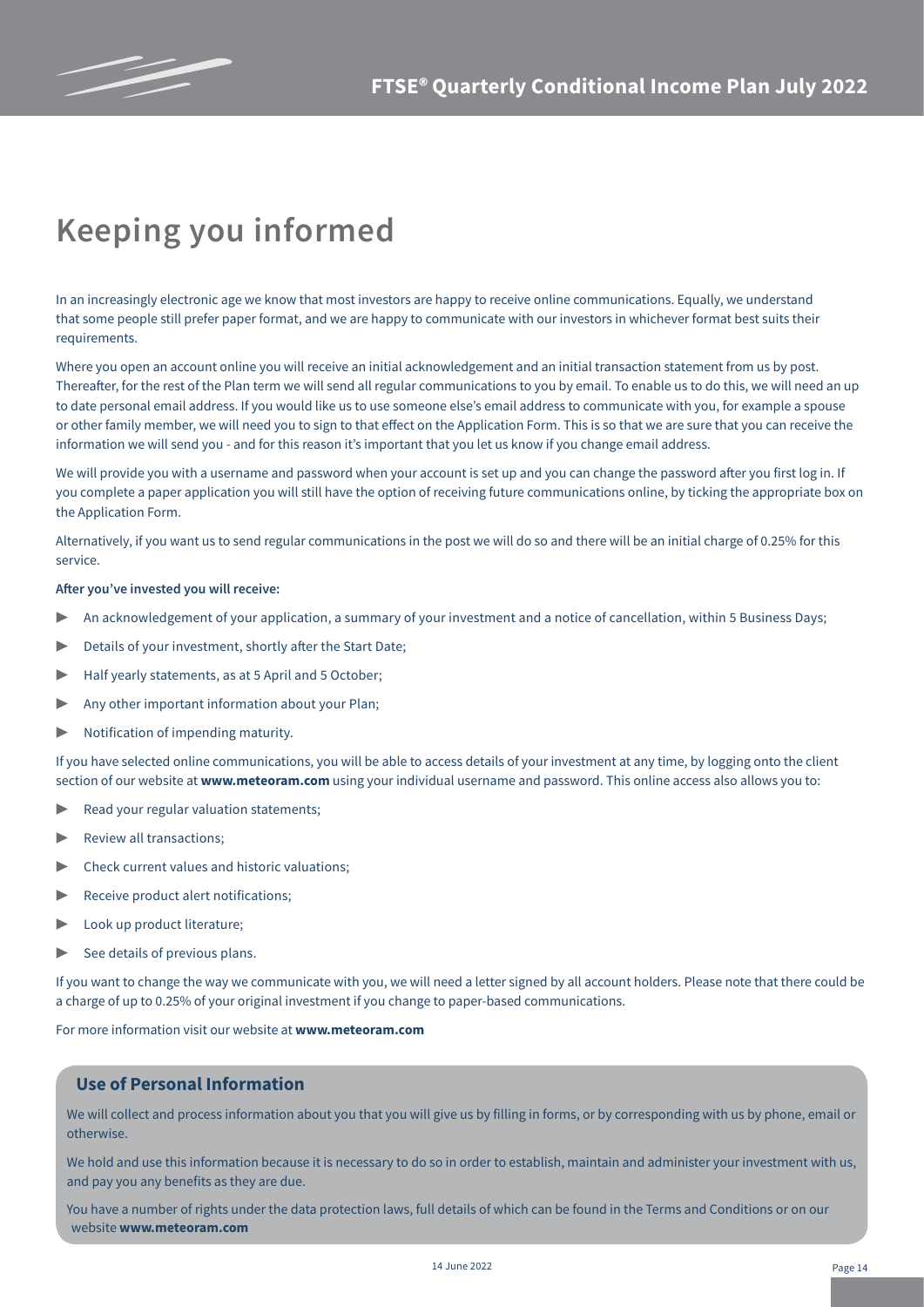# Keeping you informed

In an increasingly electronic age we know that most investors are happy to receive online communications. Equally, we understand that some people still prefer paper format, and we are happy to communicate with our investors in whichever format best suits their requirements.

Where you open an account online you will receive an initial acknowledgement and an initial transaction statement from us by post. Thereafter, for the rest of the Plan term we will send all regular communications to you by email. To enable us to do this, we will need an up to date personal email address. If you would like us to use someone else's email address to communicate with you, for example a spouse or other family member, we will need you to sign to that effect on the Application Form. This is so that we are sure that you can receive the information we will send you - and for this reason it's important that you let us know if you change email address.

We will provide you with a username and password when your account is set up and you can change the password after you first log in. If you complete a paper application you will still have the option of receiving future communications online, by ticking the appropriate box on the Application Form.

Alternatively, if you want us to send regular communications in the post we will do so and there will be an initial charge of 0.25% for this service.

**After you've invested you will receive:**

- An acknowledgement of your application, a summary of your investment and a notice of cancellation, within 5 Business Days;
- Details of your investment, shortly after the Start Date;
- Half yearly statements, as at 5 April and 5 October;
- Any other important information about your Plan;
- Notification of impending maturity.

If you have selected online communications, you will be able to access details of your investment at any time, by logging onto the client section of our website at **www.meteoram.com** using your individual username and password. This online access also allows you to:

- Read your regular valuation statements;
- Review all transactions;
- Check current values and historic valuations;
- Receive product alert notifications;
- Look up product literature;
- See details of previous plans.

If you want to change the way we communicate with you, we will need a letter signed by all account holders. Please note that there could be a charge of up to 0.25% of your original investment if you change to paper-based communications.

For more information visit our website at **www.meteoram.com**

## Use of Personal Information

We will collect and process information about you that you will give us by filling in forms, or by corresponding with us by phone, email or otherwise.

We hold and use this information because it is necessary to do so in order to establish, maintain and administer your investment with us, and pay you any benefits as they are due.

You have a number of rights under the data protection laws, full details of which can be found in the Terms and Conditions or on our website **www.meteoram.com**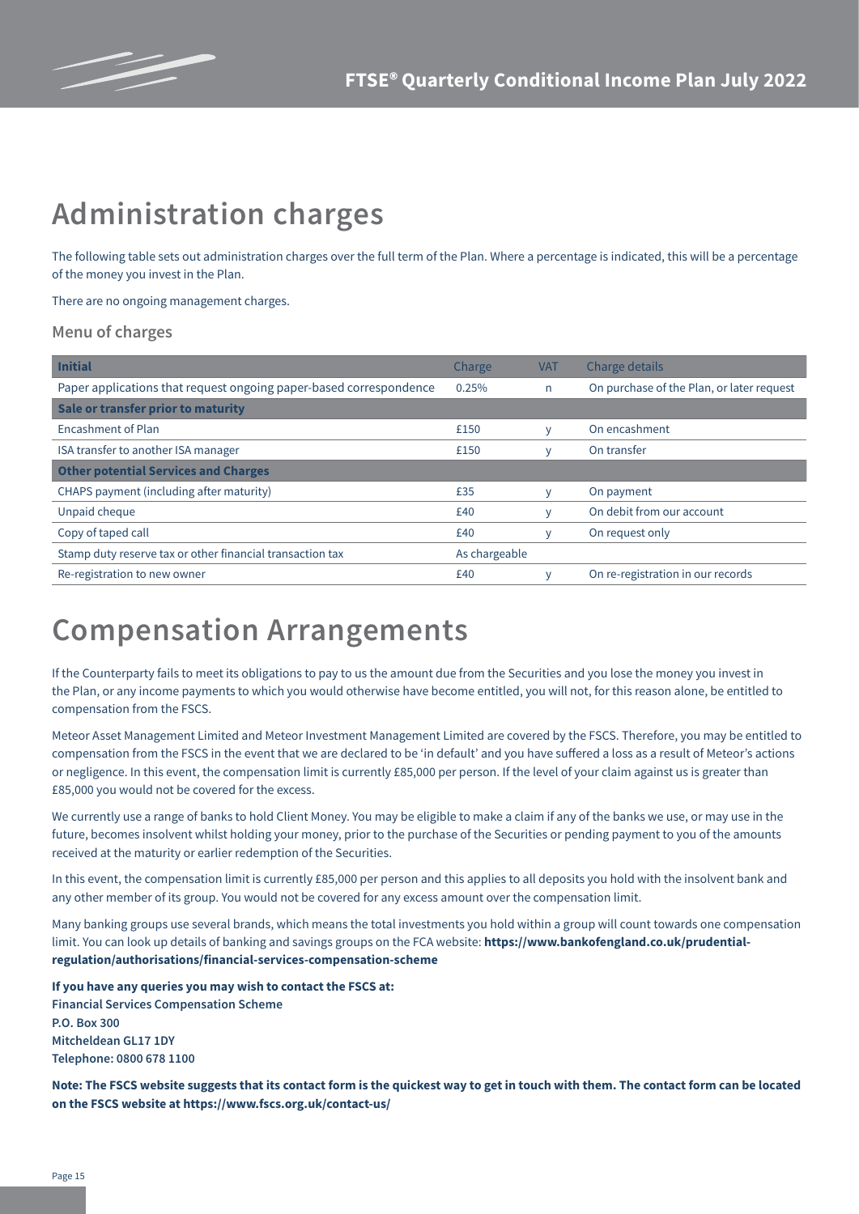# Administration charges

The following table sets out administration charges over the full term of the Plan. Where a percentage is indicated, this will be a percentage of the money you invest in the Plan.

There are no ongoing management charges.

### Menu of charges

| **Initial** | Charge | VAT | Charge details |
|---|---|---|---|
| Paper applications that request ongoing paper-based correspondence | 0.25% | n | On purchase of the Plan, or later request |
| **Sale or transfer prior to maturity** | | | |
| Encashment of Plan | £150 | y | On encashment |
| ISA transfer to another ISA manager | £150 | y | On transfer |
| **Other potential Services and Charges** | | | |
| CHAPS payment (including after maturity) | £35 | y | On payment |
| Unpaid cheque | £40 | y | On debit from our account |
| Copy of taped call | £40 | y | On request only |
| Stamp duty reserve tax or other financial transaction tax | As chargeable | | |
| Re-registration to new owner | £40 | y | On re-registration in our records |

# Compensation Arrangements

If the Counterparty fails to meet its obligations to pay to us the amount due from the Securities and you lose the money you invest in the Plan, or any income payments to which you would otherwise have become entitled, you will not, for this reason alone, be entitled to compensation from the FSCS.

Meteor Asset Management Limited and Meteor Investment Management Limited are covered by the FSCS. Therefore, you may be entitled to compensation from the FSCS in the event that we are declared to be 'in default' and you have suffered a loss as a result of Meteor's actions or negligence. In this event, the compensation limit is currently £85,000 per person. If the level of your claim against us is greater than £85,000 you would not be covered for the excess.

We currently use a range of banks to hold Client Money. You may be eligible to make a claim if any of the banks we use, or may use in the future, becomes insolvent whilst holding your money, prior to the purchase of the Securities or pending payment to you of the amounts received at the maturity or earlier redemption of the Securities.

In this event, the compensation limit is currently £85,000 per person and this applies to all deposits you hold with the insolvent bank and any other member of its group. You would not be covered for any excess amount over the compensation limit.

Many banking groups use several brands, which means the total investments you hold within a group will count towards one compensation limit. You can look up details of banking and savings groups on the FCA website: **https://www.bankofengland.co.uk/prudential-regulation/authorisations/financial-services-compensation-scheme**

**If you have any queries you may wish to contact the FSCS at:**
**Financial Services Compensation Scheme**
**P.O. Box 300**
**Mitcheldean GL17 1DY**
**Telephone: 0800 678 1100**

**Note: The FSCS website suggests that its contact form is the quickest way to get in touch with them. The contact form can be located on the FSCS website at https://www.fscs.org.uk/contact-us/**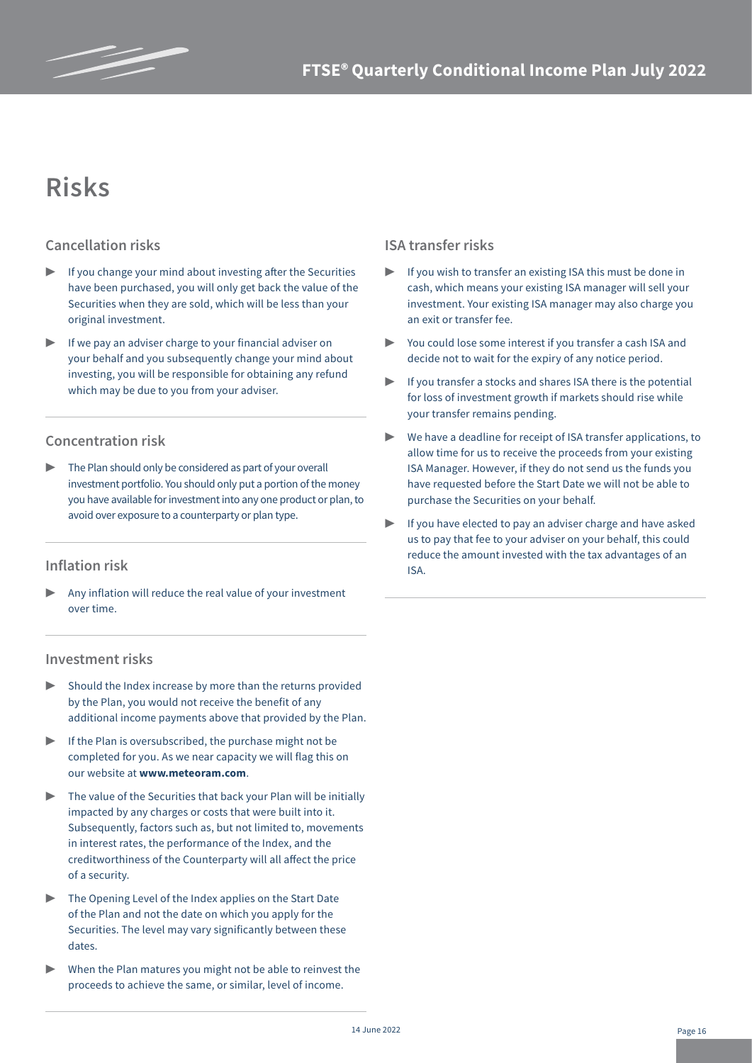# Risks

## Cancellation risks

- If you change your mind about investing after the Securities have been purchased, you will only get back the value of the Securities when they are sold, which will be less than your original investment.
- If we pay an adviser charge to your financial adviser on your behalf and you subsequently change your mind about investing, you will be responsible for obtaining any refund which may be due to you from your adviser.

## Concentration risk

- The Plan should only be considered as part of your overall investment portfolio. You should only put a portion of the money you have available for investment into any one product or plan, to avoid over exposure to a counterparty or plan type.

## Inflation risk

- Any inflation will reduce the real value of your investment over time.

## Investment risks

- Should the Index increase by more than the returns provided by the Plan, you would not receive the benefit of any additional income payments above that provided by the Plan.
- If the Plan is oversubscribed, the purchase might not be completed for you. As we near capacity we will flag this on our website at **www.meteoram.com**.
- The value of the Securities that back your Plan will be initially impacted by any charges or costs that were built into it. Subsequently, factors such as, but not limited to, movements in interest rates, the performance of the Index, and the creditworthiness of the Counterparty will all affect the price of a security.
- The Opening Level of the Index applies on the Start Date of the Plan and not the date on which you apply for the Securities. The level may vary significantly between these dates.
- When the Plan matures you might not be able to reinvest the proceeds to achieve the same, or similar, level of income.

## ISA transfer risks

- If you wish to transfer an existing ISA this must be done in cash, which means your existing ISA manager will sell your investment. Your existing ISA manager may also charge you an exit or transfer fee.
- You could lose some interest if you transfer a cash ISA and decide not to wait for the expiry of any notice period.
- If you transfer a stocks and shares ISA there is the potential for loss of investment growth if markets should rise while your transfer remains pending.
- We have a deadline for receipt of ISA transfer applications, to allow time for us to receive the proceeds from your existing ISA Manager. However, if they do not send us the funds you have requested before the Start Date we will not be able to purchase the Securities on your behalf.
- If you have elected to pay an adviser charge and have asked us to pay that fee to your adviser on your behalf, this could reduce the amount invested with the tax advantages of an ISA.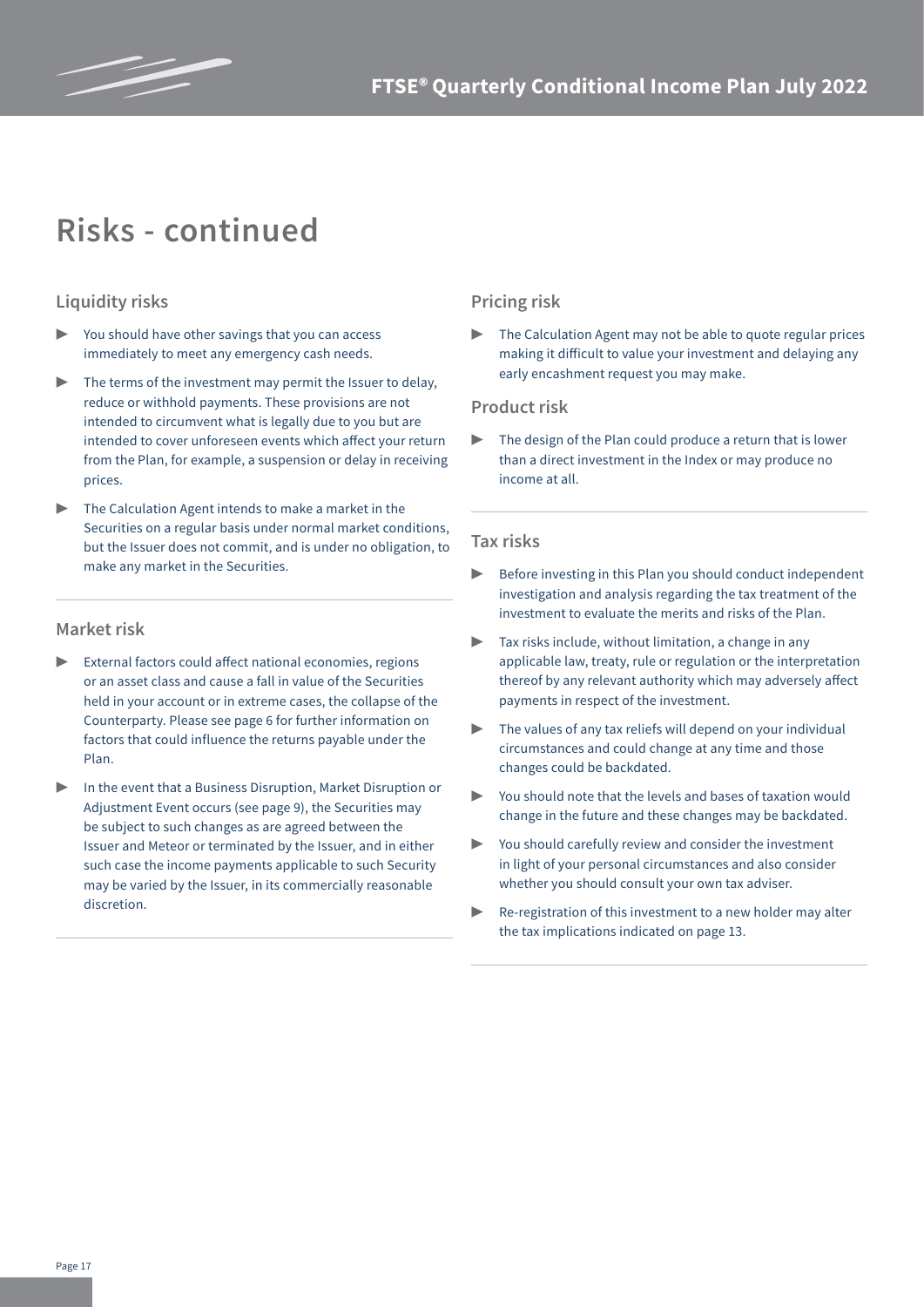# Risks - continued

## Liquidity risks

- You should have other savings that you can access immediately to meet any emergency cash needs.
- The terms of the investment may permit the Issuer to delay, reduce or withhold payments. These provisions are not intended to circumvent what is legally due to you but are intended to cover unforeseen events which affect your return from the Plan, for example, a suspension or delay in receiving prices.
- The Calculation Agent intends to make a market in the Securities on a regular basis under normal market conditions, but the Issuer does not commit, and is under no obligation, to make any market in the Securities.

## Market risk

- External factors could affect national economies, regions or an asset class and cause a fall in value of the Securities held in your account or in extreme cases, the collapse of the Counterparty. Please see page 6 for further information on factors that could influence the returns payable under the Plan.
- In the event that a Business Disruption, Market Disruption or Adjustment Event occurs (see page 9), the Securities may be subject to such changes as are agreed between the Issuer and Meteor or terminated by the Issuer, and in either such case the income payments applicable to such Security may be varied by the Issuer, in its commercially reasonable discretion.

## Pricing risk

- The Calculation Agent may not be able to quote regular prices making it difficult to value your investment and delaying any early encashment request you may make.

## Product risk

- The design of the Plan could produce a return that is lower than a direct investment in the Index or may produce no income at all.

## Tax risks

- Before investing in this Plan you should conduct independent investigation and analysis regarding the tax treatment of the investment to evaluate the merits and risks of the Plan.
- Tax risks include, without limitation, a change in any applicable law, treaty, rule or regulation or the interpretation thereof by any relevant authority which may adversely affect payments in respect of the investment.
- The values of any tax reliefs will depend on your individual circumstances and could change at any time and those changes could be backdated.
- You should note that the levels and bases of taxation would change in the future and these changes may be backdated.
- You should carefully review and consider the investment in light of your personal circumstances and also consider whether you should consult your own tax adviser.
- Re-registration of this investment to a new holder may alter the tax implications indicated on page 13.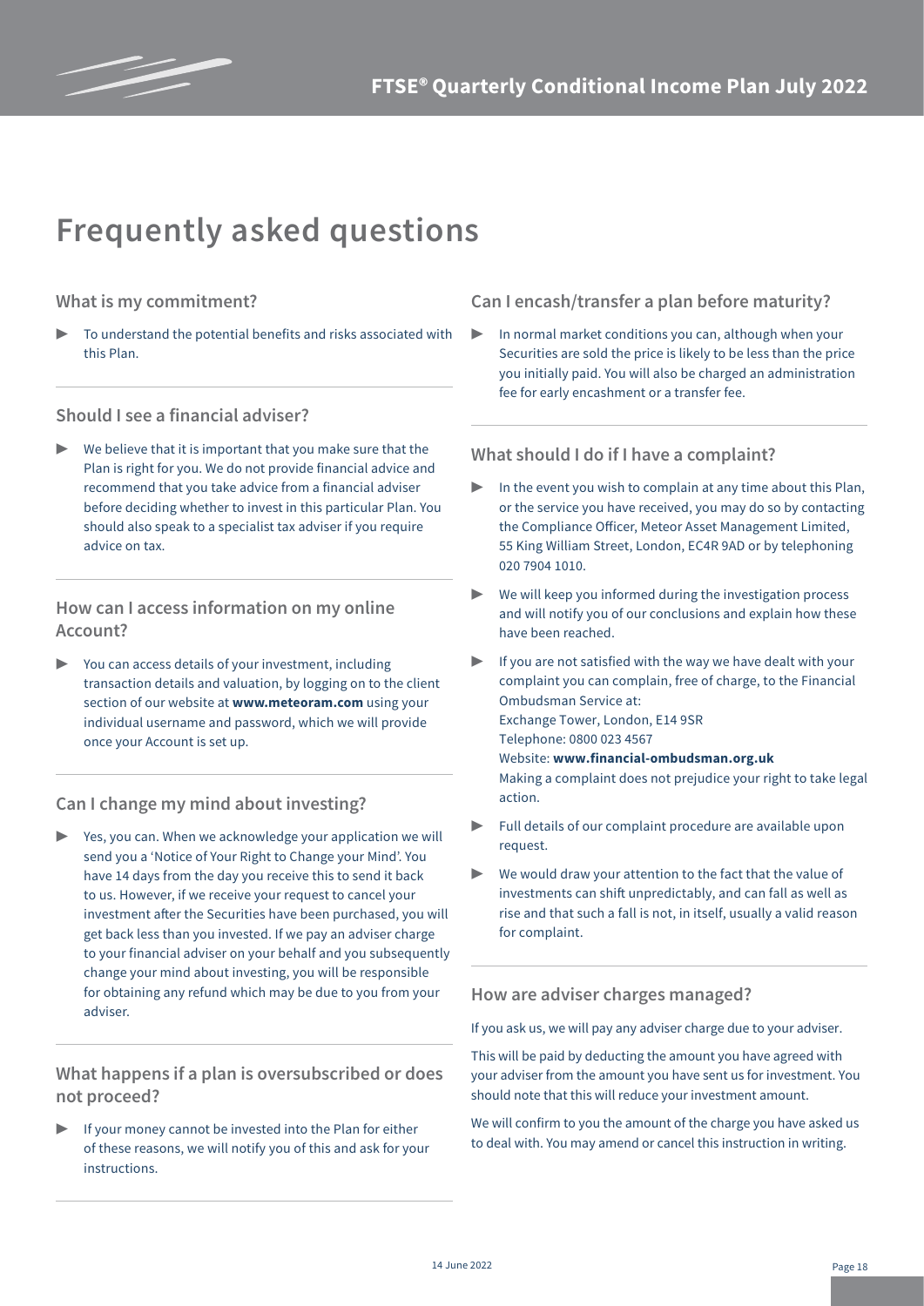# Frequently asked questions

### What is my commitment?

- To understand the potential benefits and risks associated with this Plan.

### Should I see a financial adviser?

- We believe that it is important that you make sure that the Plan is right for you. We do not provide financial advice and recommend that you take advice from a financial adviser before deciding whether to invest in this particular Plan. You should also speak to a specialist tax adviser if you require advice on tax.

### How can I access information on my online Account?

- You can access details of your investment, including transaction details and valuation, by logging on to the client section of our website at **www.meteoram.com** using your individual username and password, which we will provide once your Account is set up.

### Can I change my mind about investing?

- Yes, you can. When we acknowledge your application we will send you a 'Notice of Your Right to Change your Mind'. You have 14 days from the day you receive this to send it back to us. However, if we receive your request to cancel your investment after the Securities have been purchased, you will get back less than you invested. If we pay an adviser charge to your financial adviser on your behalf and you subsequently change your mind about investing, you will be responsible for obtaining any refund which may be due to you from your adviser.

### What happens if a plan is oversubscribed or does not proceed?

- If your money cannot be invested into the Plan for either of these reasons, we will notify you of this and ask for your instructions.

### Can I encash/transfer a plan before maturity?

- In normal market conditions you can, although when your Securities are sold the price is likely to be less than the price you initially paid. You will also be charged an administration fee for early encashment or a transfer fee.

### What should I do if I have a complaint?

- In the event you wish to complain at any time about this Plan, or the service you have received, you may do so by contacting the Compliance Officer, Meteor Asset Management Limited, 55 King William Street, London, EC4R 9AD or by telephoning 020 7904 1010.
- We will keep you informed during the investigation process and will notify you of our conclusions and explain how these have been reached.
- If you are not satisfied with the way we have dealt with your complaint you can complain, free of charge, to the Financial Ombudsman Service at:
  Exchange Tower, London, E14 9SR
  Telephone: 0800 023 4567
  Website: **www.financial-ombudsman.org.uk**
  Making a complaint does not prejudice your right to take legal action.
- Full details of our complaint procedure are available upon request.
- We would draw your attention to the fact that the value of investments can shift unpredictably, and can fall as well as rise and that such a fall is not, in itself, usually a valid reason for complaint.

### How are adviser charges managed?

If you ask us, we will pay any adviser charge due to your adviser.

This will be paid by deducting the amount you have agreed with your adviser from the amount you have sent us for investment. You should note that this will reduce your investment amount.

We will confirm to you the amount of the charge you have asked us to deal with. You may amend or cancel this instruction in writing.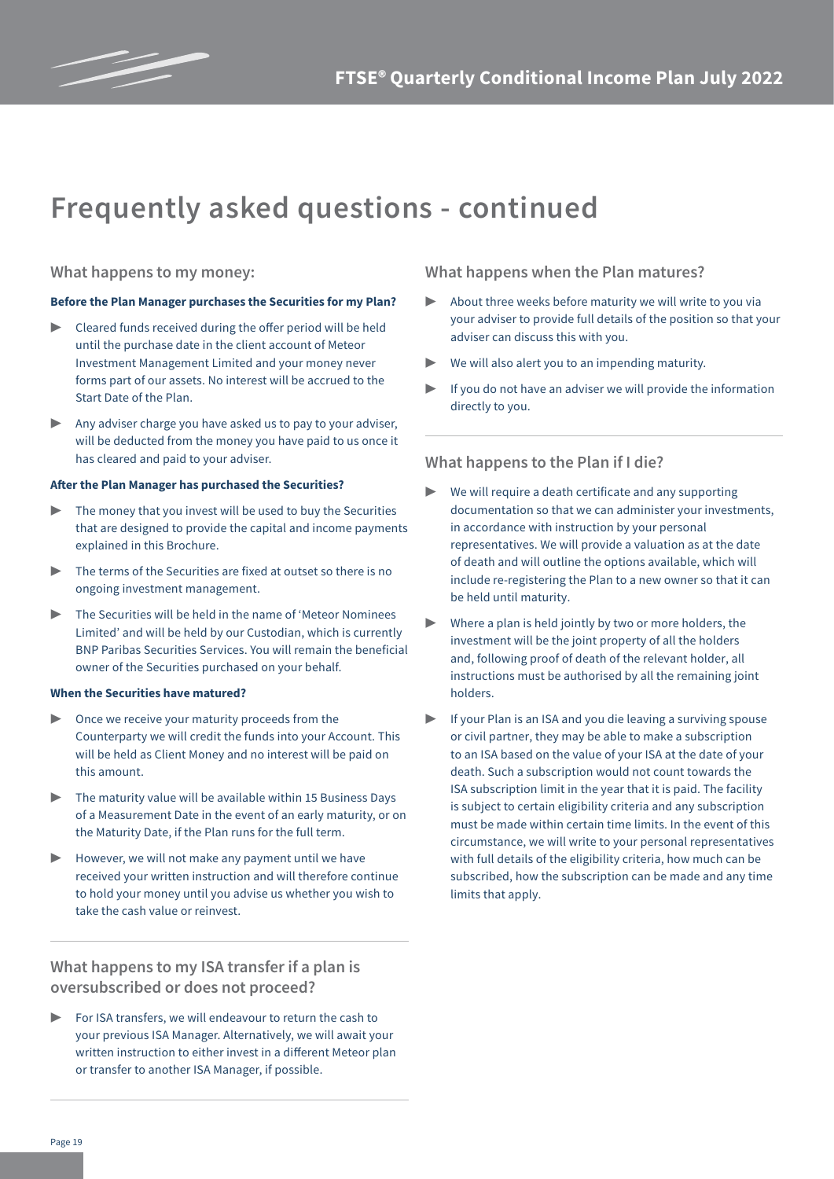# Frequently asked questions - continued

## What happens to my money:

**Before the Plan Manager purchases the Securities for my Plan?**

- Cleared funds received during the offer period will be held until the purchase date in the client account of Meteor Investment Management Limited and your money never forms part of our assets. No interest will be accrued to the Start Date of the Plan.
- Any adviser charge you have asked us to pay to your adviser, will be deducted from the money you have paid to us once it has cleared and paid to your adviser.

**After the Plan Manager has purchased the Securities?**

- The money that you invest will be used to buy the Securities that are designed to provide the capital and income payments explained in this Brochure.
- The terms of the Securities are fixed at outset so there is no ongoing investment management.
- The Securities will be held in the name of 'Meteor Nominees Limited' and will be held by our Custodian, which is currently BNP Paribas Securities Services. You will remain the beneficial owner of the Securities purchased on your behalf.

**When the Securities have matured?**

- Once we receive your maturity proceeds from the Counterparty we will credit the funds into your Account. This will be held as Client Money and no interest will be paid on this amount.
- The maturity value will be available within 15 Business Days of a Measurement Date in the event of an early maturity, or on the Maturity Date, if the Plan runs for the full term.
- However, we will not make any payment until we have received your written instruction and will therefore continue to hold your money until you advise us whether you wish to take the cash value or reinvest.

## What happens to my ISA transfer if a plan is oversubscribed or does not proceed?

- For ISA transfers, we will endeavour to return the cash to your previous ISA Manager. Alternatively, we will await your written instruction to either invest in a different Meteor plan or transfer to another ISA Manager, if possible.

## What happens when the Plan matures?

- About three weeks before maturity we will write to you via your adviser to provide full details of the position so that your adviser can discuss this with you.
- We will also alert you to an impending maturity.
- If you do not have an adviser we will provide the information directly to you.

## What happens to the Plan if I die?

- We will require a death certificate and any supporting documentation so that we can administer your investments, in accordance with instruction by your personal representatives. We will provide a valuation as at the date of death and will outline the options available, which will include re-registering the Plan to a new owner so that it can be held until maturity.
- Where a plan is held jointly by two or more holders, the investment will be the joint property of all the holders and, following proof of death of the relevant holder, all instructions must be authorised by all the remaining joint holders.
- If your Plan is an ISA and you die leaving a surviving spouse or civil partner, they may be able to make a subscription to an ISA based on the value of your ISA at the date of your death. Such a subscription would not count towards the ISA subscription limit in the year that it is paid. The facility is subject to certain eligibility criteria and any subscription must be made within certain time limits. In the event of this circumstance, we will write to your personal representatives with full details of the eligibility criteria, how much can be subscribed, how the subscription can be made and any time limits that apply.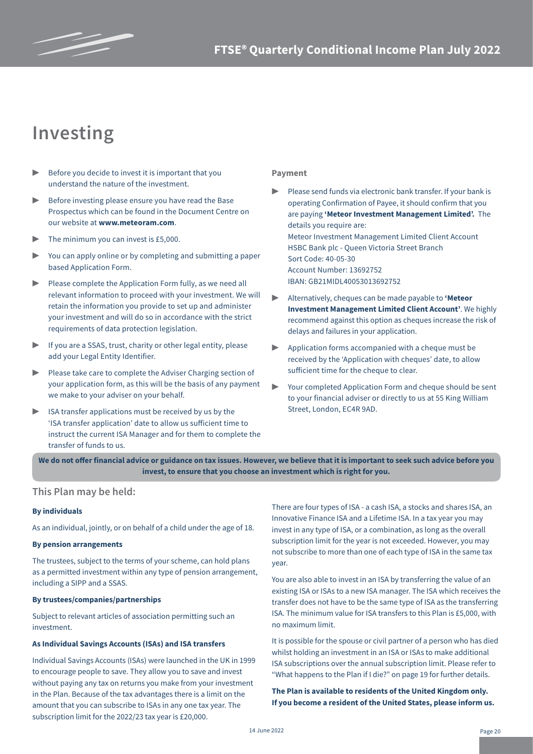# Investing

- Before you decide to invest it is important that you understand the nature of the investment.
- Before investing please ensure you have read the Base Prospectus which can be found in the Document Centre on our website at **www.meteoram.com**.
- The minimum you can invest is £5,000.
- You can apply online or by completing and submitting a paper based Application Form.
- Please complete the Application Form fully, as we need all relevant information to proceed with your investment. We will retain the information you provide to set up and administer your investment and will do so in accordance with the strict requirements of data protection legislation.
- If you are a SSAS, trust, charity or other legal entity, please add your Legal Entity Identifier.
- Please take care to complete the Adviser Charging section of your application form, as this will be the basis of any payment we make to your adviser on your behalf.
- ISA transfer applications must be received by us by the 'ISA transfer application' date to allow us sufficient time to instruct the current ISA Manager and for them to complete the transfer of funds to us.

### Payment

- Please send funds via electronic bank transfer. If your bank is operating Confirmation of Payee, it should confirm that you are paying **'Meteor Investment Management Limited'.** The details you require are:
  Meteor Investment Management Limited Client Account
  HSBC Bank plc - Queen Victoria Street Branch
  Sort Code: 40-05-30
  Account Number: 13692752
  IBAN: GB21MIDL40053013692752
- Alternatively, cheques can be made payable to **'Meteor Investment Management Limited Client Account'**. We highly recommend against this option as cheques increase the risk of delays and failures in your application.
- Application forms accompanied with a cheque must be received by the 'Application with cheques' date, to allow sufficient time for the cheque to clear.
- Your completed Application Form and cheque should be sent to your financial adviser or directly to us at 55 King William Street, London, EC4R 9AD.

**We do not offer financial advice or guidance on tax issues. However, we believe that it is important to seek such advice before you invest, to ensure that you choose an investment which is right for you.**

## This Plan may be held:

**By individuals**

As an individual, jointly, or on behalf of a child under the age of 18.

**By pension arrangements**

The trustees, subject to the terms of your scheme, can hold plans as a permitted investment within any type of pension arrangement, including a SIPP and a SSAS.

**By trustees/companies/partnerships**

Subject to relevant articles of association permitting such an investment.

**As Individual Savings Accounts (ISAs) and ISA transfers**

Individual Savings Accounts (ISAs) were launched in the UK in 1999 to encourage people to save. They allow you to save and invest without paying any tax on returns you make from your investment in the Plan. Because of the tax advantages there is a limit on the amount that you can subscribe to ISAs in any one tax year. The subscription limit for the 2022/23 tax year is £20,000.

There are four types of ISA - a cash ISA, a stocks and shares ISA, an Innovative Finance ISA and a Lifetime ISA. In a tax year you may invest in any type of ISA, or a combination, as long as the overall subscription limit for the year is not exceeded. However, you may not subscribe to more than one of each type of ISA in the same tax year.

You are also able to invest in an ISA by transferring the value of an existing ISA or ISAs to a new ISA manager. The ISA which receives the transfer does not have to be the same type of ISA as the transferring ISA. The minimum value for ISA transfers to this Plan is £5,000, with no maximum limit.

It is possible for the spouse or civil partner of a person who has died whilst holding an investment in an ISA or ISAs to make additional ISA subscriptions over the annual subscription limit. Please refer to "What happens to the Plan if I die?" on page 19 for further details.

**The Plan is available to residents of the United Kingdom only. If you become a resident of the United States, please inform us.**

14 June 2022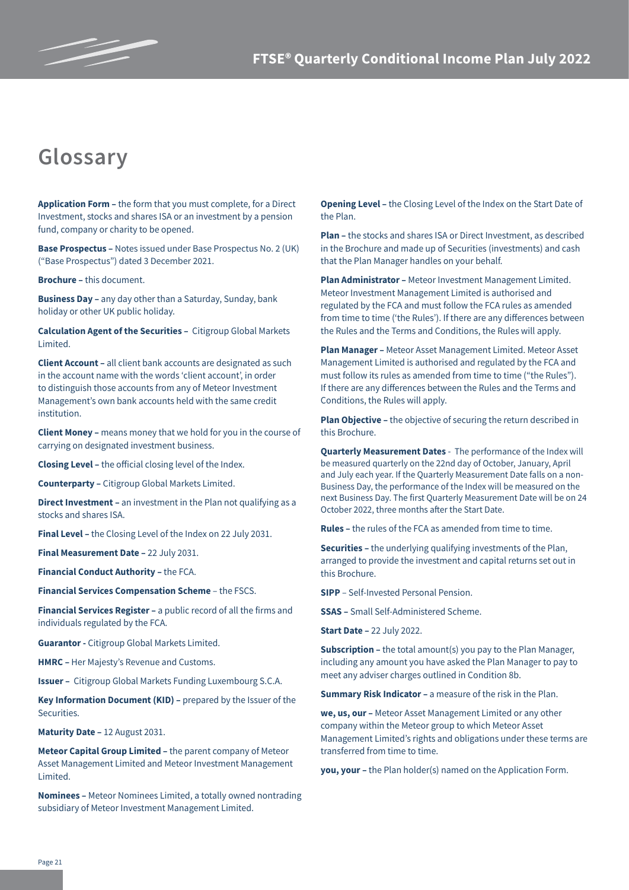# Glossary

**Application Form –** the form that you must complete, for a Direct Investment, stocks and shares ISA or an investment by a pension fund, company or charity to be opened.

**Base Prospectus –** Notes issued under Base Prospectus No. 2 (UK) ("Base Prospectus") dated 3 December 2021.

**Brochure –** this document.

**Business Day –** any day other than a Saturday, Sunday, bank holiday or other UK public holiday.

**Calculation Agent of the Securities –** Citigroup Global Markets Limited.

**Client Account –** all client bank accounts are designated as such in the account name with the words 'client account', in order to distinguish those accounts from any of Meteor Investment Management's own bank accounts held with the same credit institution.

**Client Money –** means money that we hold for you in the course of carrying on designated investment business.

**Closing Level –** the official closing level of the Index.

**Counterparty –** Citigroup Global Markets Limited.

**Direct Investment –** an investment in the Plan not qualifying as a stocks and shares ISA.

**Final Level –** the Closing Level of the Index on 22 July 2031.

**Final Measurement Date –** 22 July 2031.

**Financial Conduct Authority –** the FCA.

**Financial Services Compensation Scheme** – the FSCS.

**Financial Services Register –** a public record of all the firms and individuals regulated by the FCA.

**Guarantor -** Citigroup Global Markets Limited.

**HMRC –** Her Majesty's Revenue and Customs.

**Issuer –** Citigroup Global Markets Funding Luxembourg S.C.A.

**Key Information Document (KID) –** prepared by the Issuer of the Securities.

**Maturity Date –** 12 August 2031.

**Meteor Capital Group Limited –** the parent company of Meteor Asset Management Limited and Meteor Investment Management Limited.

**Nominees –** Meteor Nominees Limited, a totally owned nontrading subsidiary of Meteor Investment Management Limited.

**Opening Level –** the Closing Level of the Index on the Start Date of the Plan.

**Plan –** the stocks and shares ISA or Direct Investment, as described in the Brochure and made up of Securities (investments) and cash that the Plan Manager handles on your behalf.

**Plan Administrator –** Meteor Investment Management Limited. Meteor Investment Management Limited is authorised and regulated by the FCA and must follow the FCA rules as amended from time to time ('the Rules'). If there are any differences between the Rules and the Terms and Conditions, the Rules will apply.

**Plan Manager –** Meteor Asset Management Limited. Meteor Asset Management Limited is authorised and regulated by the FCA and must follow its rules as amended from time to time ("the Rules"). If there are any differences between the Rules and the Terms and Conditions, the Rules will apply.

**Plan Objective –** the objective of securing the return described in this Brochure.

**Quarterly Measurement Dates** - The performance of the Index will be measured quarterly on the 22nd day of October, January, April and July each year. If the Quarterly Measurement Date falls on a non-Business Day, the performance of the Index will be measured on the next Business Day. The first Quarterly Measurement Date will be on 24 October 2022, three months after the Start Date.

**Rules –** the rules of the FCA as amended from time to time.

**Securities –** the underlying qualifying investments of the Plan, arranged to provide the investment and capital returns set out in this Brochure.

**SIPP** – Self-Invested Personal Pension.

**SSAS –** Small Self-Administered Scheme.

**Start Date –** 22 July 2022.

**Subscription –** the total amount(s) you pay to the Plan Manager, including any amount you have asked the Plan Manager to pay to meet any adviser charges outlined in Condition 8b.

**Summary Risk Indicator –** a measure of the risk in the Plan.

**we, us, our –** Meteor Asset Management Limited or any other company within the Meteor group to which Meteor Asset Management Limited's rights and obligations under these terms are transferred from time to time.

**you, your –** the Plan holder(s) named on the Application Form.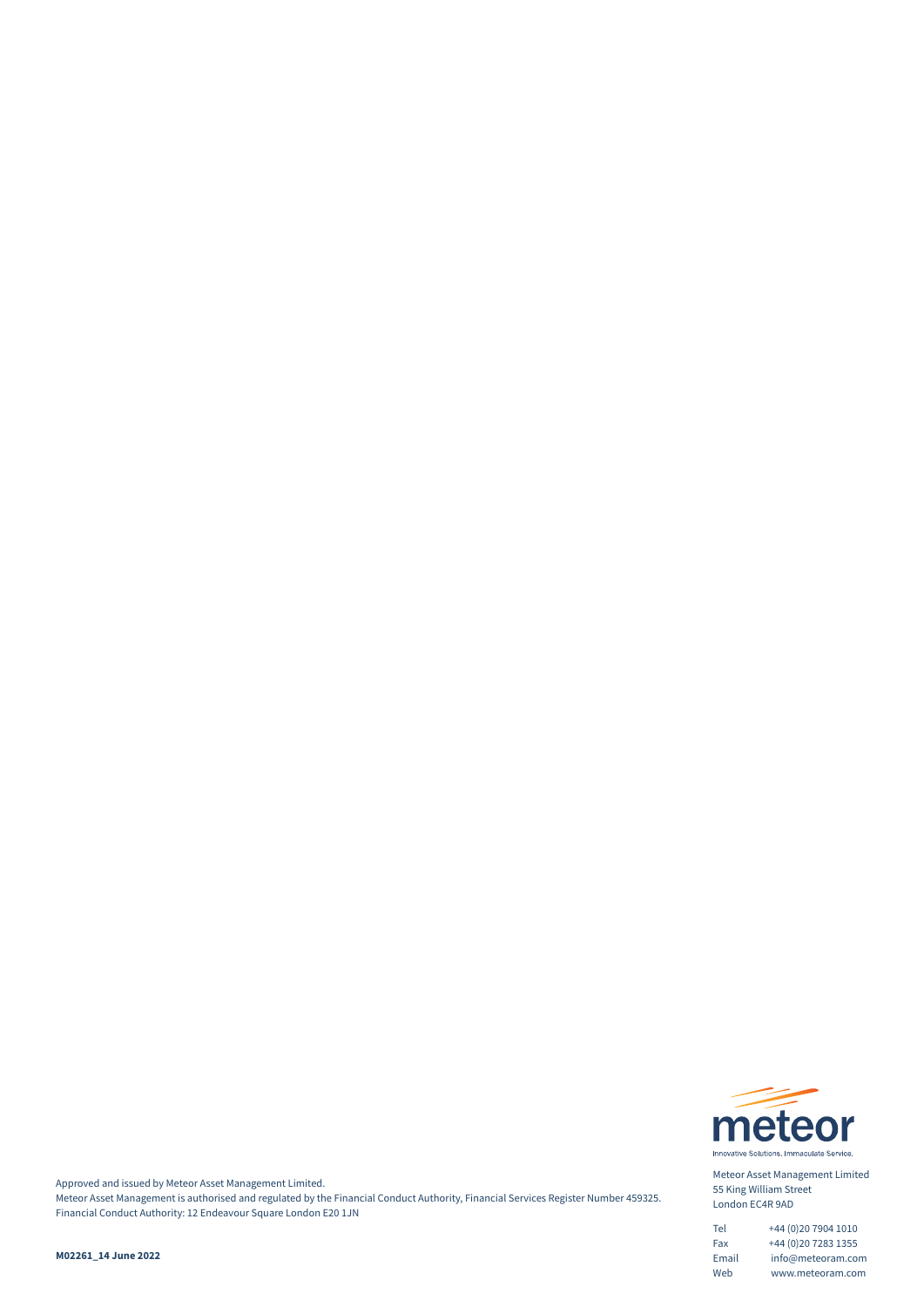meteor

Innovative Solutions. Immaculate Service.

Approved and issued by Meteor Asset Management Limited.
Meteor Asset Management is authorised and regulated by the Financial Conduct Authority, Financial Services Register Number 459325.
Financial Conduct Authority: 12 Endeavour Square London E20 1JN

**M02261_14 June 2022**

Meteor Asset Management Limited
55 King William Street
London EC4R 9AD

| | |
|---|---|
| Tel | +44 (0)20 7904 1010 |
| Fax | +44 (0)20 7283 1355 |
| Email | info@meteoram.com |
| Web | www.meteoram.com |